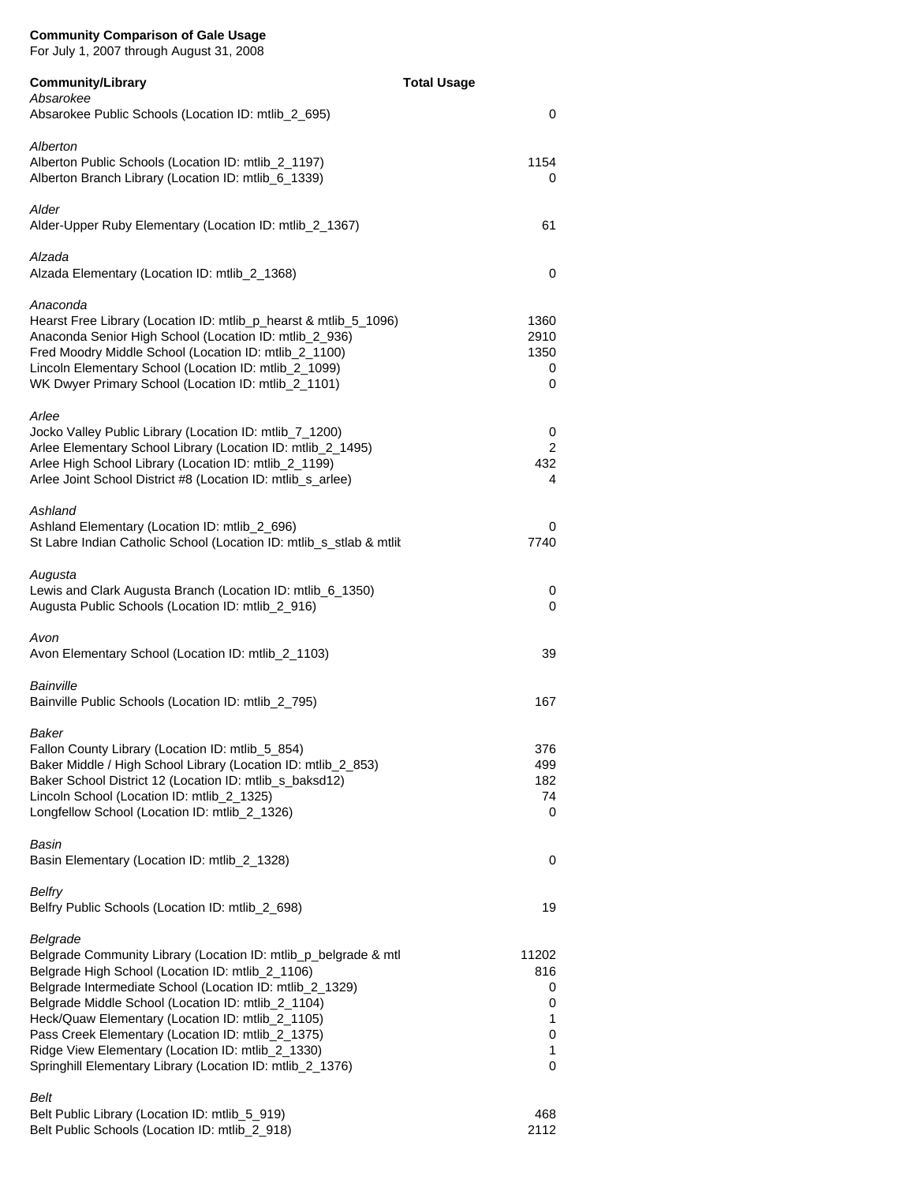**Community Comparison of Gale Usage**
For July 1, 2007 through August 31, 2008

| Community/Library | Total Usage |
|---|---|
| *Absarokee* | |
| Absarokee Public Schools (Location ID: mtlib_2_695) | 0 |
| *Alberton* | |
| Alberton Public Schools (Location ID: mtlib_2_1197) | 1154 |
| Alberton Branch Library (Location ID: mtlib_6_1339) | 0 |
| *Alder* | |
| Alder-Upper Ruby Elementary (Location ID: mtlib_2_1367) | 61 |
| *Alzada* | |
| Alzada Elementary (Location ID: mtlib_2_1368) | 0 |
| *Anaconda* | |
| Hearst Free Library (Location ID: mtlib_p_hearst & mtlib_5_1096) | 1360 |
| Anaconda Senior High School (Location ID: mtlib_2_936) | 2910 |
| Fred Moodry Middle School (Location ID: mtlib_2_1100) | 1350 |
| Lincoln Elementary School (Location ID: mtlib_2_1099) | 0 |
| WK Dwyer Primary School (Location ID: mtlib_2_1101) | 0 |
| *Arlee* | |
| Jocko Valley Public Library (Location ID: mtlib_7_1200) | 0 |
| Arlee Elementary School Library (Location ID: mtlib_2_1495) | 2 |
| Arlee High School Library (Location ID: mtlib_2_1199) | 432 |
| Arlee Joint School District #8 (Location ID: mtlib_s_arlee) | 4 |
| *Ashland* | |
| Ashland Elementary (Location ID: mtlib_2_696) | 0 |
| St Labre Indian Catholic School (Location ID: mtlib_s_stlab & mtlib | 7740 |
| *Augusta* | |
| Lewis and Clark Augusta Branch (Location ID: mtlib_6_1350) | 0 |
| Augusta Public Schools (Location ID: mtlib_2_916) | 0 |
| *Avon* | |
| Avon Elementary School (Location ID: mtlib_2_1103) | 39 |
| *Bainville* | |
| Bainville Public Schools (Location ID: mtlib_2_795) | 167 |
| *Baker* | |
| Fallon County Library (Location ID: mtlib_5_854) | 376 |
| Baker Middle / High School Library (Location ID: mtlib_2_853) | 499 |
| Baker School District 12 (Location ID: mtlib_s_baksd12) | 182 |
| Lincoln School (Location ID: mtlib_2_1325) | 74 |
| Longfellow School (Location ID: mtlib_2_1326) | 0 |
| *Basin* | |
| Basin Elementary (Location ID: mtlib_2_1328) | 0 |
| *Belfry* | |
| Belfry Public Schools (Location ID: mtlib_2_698) | 19 |
| *Belgrade* | |
| Belgrade Community Library (Location ID: mtlib_p_belgrade & mtl | 11202 |
| Belgrade High School (Location ID: mtlib_2_1106) | 816 |
| Belgrade Intermediate School (Location ID: mtlib_2_1329) | 0 |
| Belgrade Middle School (Location ID: mtlib_2_1104) | 0 |
| Heck/Quaw Elementary (Location ID: mtlib_2_1105) | 1 |
| Pass Creek Elementary (Location ID: mtlib_2_1375) | 0 |
| Ridge View Elementary (Location ID: mtlib_2_1330) | 1 |
| Springhill Elementary Library (Location ID: mtlib_2_1376) | 0 |
| *Belt* | |
| Belt Public Library (Location ID: mtlib_5_919) | 468 |
| Belt Public Schools (Location ID: mtlib_2_918) | 2112 |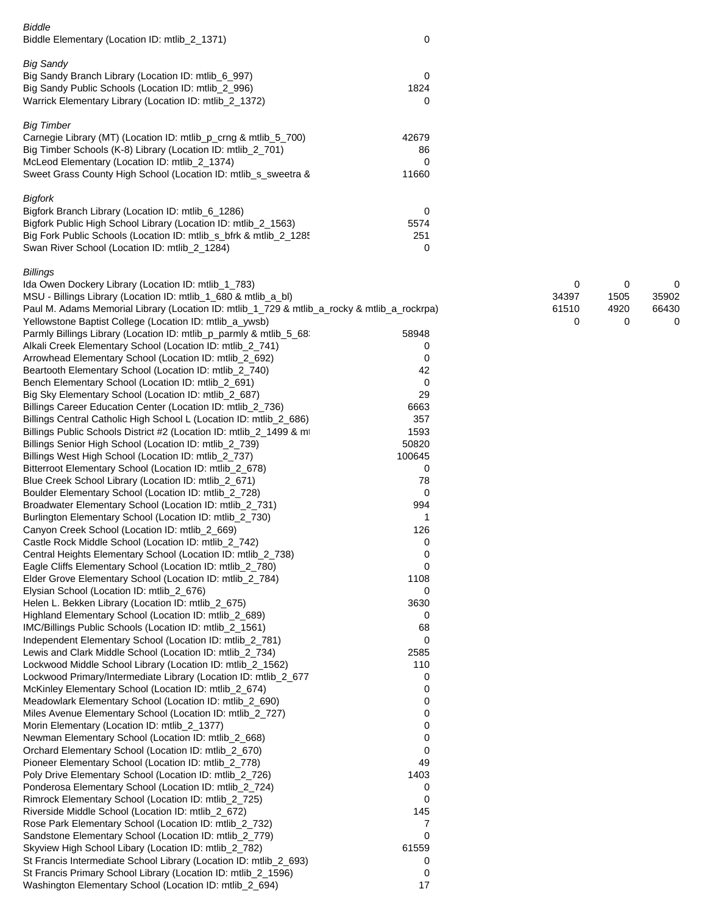| | | | | |
|---|---|---|---|---|
| *Biddle* | | | | |
| Biddle Elementary (Location ID: mtlib_2_1371) | 0 | | | |
| | | | | |
| *Big Sandy* | | | | |
| Big Sandy Branch Library (Location ID: mtlib_6_997) | 0 | | | |
| Big Sandy Public Schools (Location ID: mtlib_2_996) | 1824 | | | |
| Warrick Elementary Library (Location ID: mtlib_2_1372) | 0 | | | |
| | | | | |
| *Big Timber* | | | | |
| Carnegie Library (MT) (Location ID: mtlib_p_crng & mtlib_5_700) | 42679 | | | |
| Big Timber Schools (K-8) Library (Location ID: mtlib_2_701) | 86 | | | |
| McLeod Elementary (Location ID: mtlib_2_1374) | 0 | | | |
| Sweet Grass County High School (Location ID: mtlib_s_sweetra & | 11660 | | | |
| | | | | |
| *Bigfork* | | | | |
| Bigfork Branch Library (Location ID: mtlib_6_1286) | 0 | | | |
| Bigfork Public High School Library (Location ID: mtlib_2_1563) | 5574 | | | |
| Big Fork Public Schools (Location ID: mtlib_s_bfrk & mtlib_2_1285 | 251 | | | |
| Swan River School (Location ID: mtlib_2_1284) | 0 | | | |
| | | | | |
| *Billings* | | | | |
| Ida Owen Dockery Library (Location ID: mtlib_1_783) | | 0 | 0 | 0 |
| MSU - Billings Library (Location ID: mtlib_1_680 & mtlib_a_bl) | | 34397 | 1505 | 35902 |
| Paul M. Adams Memorial Library (Location ID: mtlib_1_729 & mtlib_a_rocky & mtlib_a_rockrpa) | | 61510 | 4920 | 66430 |
| Yellowstone Baptist College (Location ID: mtlib_a_ywsb) | | 0 | 0 | 0 |
| Parmly Billings Library (Location ID: mtlib_p_parmly & mtlib_5_68 | 58948 | | | |
| Alkali Creek Elementary School (Location ID: mtlib_2_741) | 0 | | | |
| Arrowhead Elementary School (Location ID: mtlib_2_692) | 0 | | | |
| Beartooth Elementary School (Location ID: mtlib_2_740) | 42 | | | |
| Bench Elementary School (Location ID: mtlib_2_691) | 0 | | | |
| Big Sky Elementary School (Location ID: mtlib_2_687) | 29 | | | |
| Billings Career Education Center (Location ID: mtlib_2_736) | 6663 | | | |
| Billings Central Catholic High School L (Location ID: mtlib_2_686) | 357 | | | |
| Billings Public Schools District #2 (Location ID: mtlib_2_1499 & mt | 1593 | | | |
| Billings Senior High School (Location ID: mtlib_2_739) | 50820 | | | |
| Billings West High School (Location ID: mtlib_2_737) | 100645 | | | |
| Bitterroot Elementary School (Location ID: mtlib_2_678) | 0 | | | |
| Blue Creek School Library (Location ID: mtlib_2_671) | 78 | | | |
| Boulder Elementary School (Location ID: mtlib_2_728) | 0 | | | |
| Broadwater Elementary School (Location ID: mtlib_2_731) | 994 | | | |
| Burlington Elementary School (Location ID: mtlib_2_730) | 1 | | | |
| Canyon Creek School (Location ID: mtlib_2_669) | 126 | | | |
| Castle Rock Middle School (Location ID: mtlib_2_742) | 0 | | | |
| Central Heights Elementary School (Location ID: mtlib_2_738) | 0 | | | |
| Eagle Cliffs Elementary School (Location ID: mtlib_2_780) | 0 | | | |
| Elder Grove Elementary School (Location ID: mtlib_2_784) | 1108 | | | |
| Elysian School (Location ID: mtlib_2_676) | 0 | | | |
| Helen L. Bekken Library (Location ID: mtlib_2_675) | 3630 | | | |
| Highland Elementary School (Location ID: mtlib_2_689) | 0 | | | |
| IMC/Billings Public Schools (Location ID: mtlib_2_1561) | 68 | | | |
| Independent Elementary School (Location ID: mtlib_2_781) | 0 | | | |
| Lewis and Clark Middle School (Location ID: mtlib_2_734) | 2585 | | | |
| Lockwood Middle School Library (Location ID: mtlib_2_1562) | 110 | | | |
| Lockwood Primary/Intermediate Library (Location ID: mtlib_2_677 | 0 | | | |
| McKinley Elementary School (Location ID: mtlib_2_674) | 0 | | | |
| Meadowlark Elementary School (Location ID: mtlib_2_690) | 0 | | | |
| Miles Avenue Elementary School (Location ID: mtlib_2_727) | 0 | | | |
| Morin Elementary (Location ID: mtlib_2_1377) | 0 | | | |
| Newman Elementary School (Location ID: mtlib_2_668) | 0 | | | |
| Orchard Elementary School (Location ID: mtlib_2_670) | 0 | | | |
| Pioneer Elementary School (Location ID: mtlib_2_778) | 49 | | | |
| Poly Drive Elementary School (Location ID: mtlib_2_726) | 1403 | | | |
| Ponderosa Elementary School (Location ID: mtlib_2_724) | 0 | | | |
| Rimrock Elementary School (Location ID: mtlib_2_725) | 0 | | | |
| Riverside Middle School (Location ID: mtlib_2_672) | 145 | | | |
| Rose Park Elementary School (Location ID: mtlib_2_732) | 7 | | | |
| Sandstone Elementary School (Location ID: mtlib_2_779) | 0 | | | |
| Skyview High School Libary (Location ID: mtlib_2_782) | 61559 | | | |
| St Francis Intermediate School Library (Location ID: mtlib_2_693) | 0 | | | |
| St Francis Primary School Library (Location ID: mtlib_2_1596) | 0 | | | |
| Washington Elementary School (Location ID: mtlib_2_694) | 17 | | | |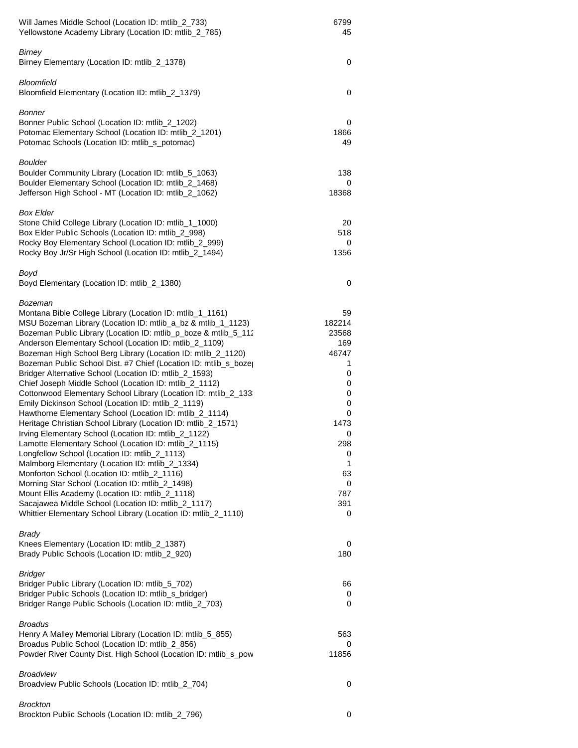| | |
|---|---|
| Will James Middle School (Location ID: mtlib_2_733) | 6799 |
| Yellowstone Academy Library (Location ID: mtlib_2_785) | 45 |
| | |
| *Birney* | |
| Birney Elementary (Location ID: mtlib_2_1378) | 0 |
| | |
| *Bloomfield* | |
| Bloomfield Elementary (Location ID: mtlib_2_1379) | 0 |
| | |
| *Bonner* | |
| Bonner Public School (Location ID: mtlib_2_1202) | 0 |
| Potomac Elementary School (Location ID: mtlib_2_1201) | 1866 |
| Potomac Schools (Location ID: mtlib_s_potomac) | 49 |
| | |
| *Boulder* | |
| Boulder Community Library (Location ID: mtlib_5_1063) | 138 |
| Boulder Elementary School (Location ID: mtlib_2_1468) | 0 |
| Jefferson High School - MT (Location ID: mtlib_2_1062) | 18368 |
| | |
| *Box Elder* | |
| Stone Child College Library (Location ID: mtlib_1_1000) | 20 |
| Box Elder Public Schools (Location ID: mtlib_2_998) | 518 |
| Rocky Boy Elementary School (Location ID: mtlib_2_999) | 0 |
| Rocky Boy Jr/Sr High School (Location ID: mtlib_2_1494) | 1356 |
| | |
| *Boyd* | |
| Boyd Elementary (Location ID: mtlib_2_1380) | 0 |
| | |
| *Bozeman* | |
| Montana Bible College Library (Location ID: mtlib_1_1161) | 59 |
| MSU Bozeman Library (Location ID: mtlib_a_bz & mtlib_1_1123) | 182214 |
| Bozeman Public Library (Location ID: mtlib_p_boze & mtlib_5_112 | 23568 |
| Anderson Elementary School (Location ID: mtlib_2_1109) | 169 |
| Bozeman High School Berg Library (Location ID: mtlib_2_1120) | 46747 |
| Bozeman Public School Dist. #7 Chief (Location ID: mtlib_s_boze | 1 |
| Bridger Alternative School (Location ID: mtlib_2_1593) | 0 |
| Chief Joseph Middle School (Location ID: mtlib_2_1112) | 0 |
| Cottonwood Elementary School Library (Location ID: mtlib_2_133 | 0 |
| Emily Dickinson School (Location ID: mtlib_2_1119) | 0 |
| Hawthorne Elementary School (Location ID: mtlib_2_1114) | 0 |
| Heritage Christian School Library (Location ID: mtlib_2_1571) | 1473 |
| Irving Elementary School (Location ID: mtlib_2_1122) | 0 |
| Lamotte Elementary School (Location ID: mtlib_2_1115) | 298 |
| Longfellow School (Location ID: mtlib_2_1113) | 0 |
| Malmborg Elementary (Location ID: mtlib_2_1334) | 1 |
| Monforton School (Location ID: mtlib_2_1116) | 63 |
| Morning Star School (Location ID: mtlib_2_1498) | 0 |
| Mount Ellis Academy (Location ID: mtlib_2_1118) | 787 |
| Sacajawea Middle School (Location ID: mtlib_2_1117) | 391 |
| Whittier Elementary School Library (Location ID: mtlib_2_1110) | 0 |
| | |
| *Brady* | |
| Knees Elementary (Location ID: mtlib_2_1387) | 0 |
| Brady Public Schools (Location ID: mtlib_2_920) | 180 |
| | |
| *Bridger* | |
| Bridger Public Library (Location ID: mtlib_5_702) | 66 |
| Bridger Public Schools (Location ID: mtlib_s_bridger) | 0 |
| Bridger Range Public Schools (Location ID: mtlib_2_703) | 0 |
| | |
| *Broadus* | |
| Henry A Malley Memorial Library (Location ID: mtlib_5_855) | 563 |
| Broadus Public School (Location ID: mtlib_2_856) | 0 |
| Powder River County Dist. High School (Location ID: mtlib_s_pow | 11856 |
| | |
| *Broadview* | |
| Broadview Public Schools (Location ID: mtlib_2_704) | 0 |
| | |
| *Brockton* | |
| Brockton Public Schools (Location ID: mtlib_2_796) | 0 |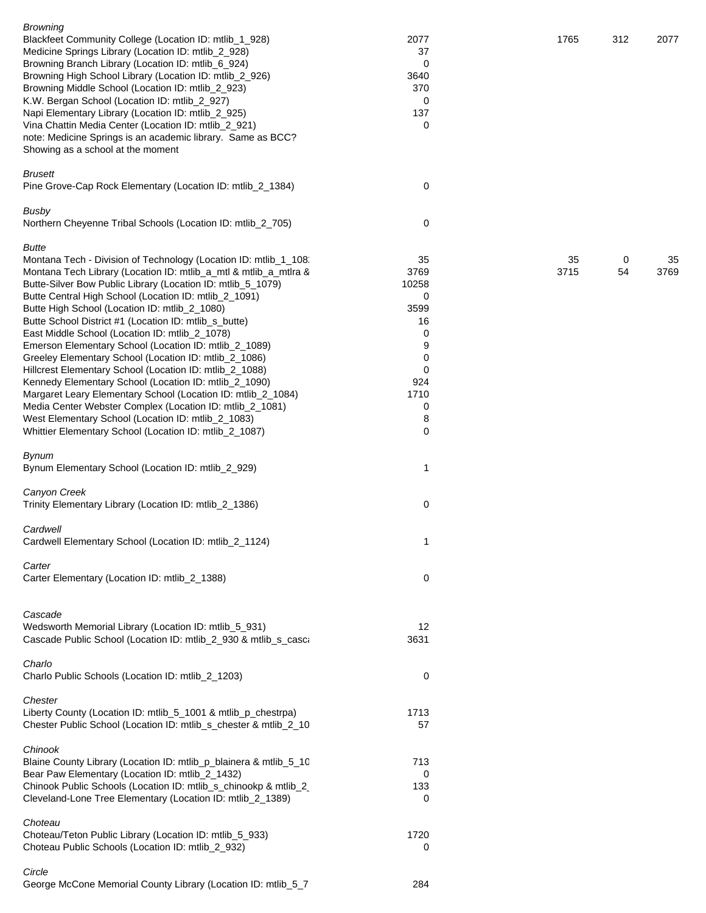| | | | | |
|---|---|---|---|---|
| *Browning* | | | | |
| Blackfeet Community College (Location ID: mtlib_1_928) | 2077 | 1765 | 312 | 2077 |
| Medicine Springs Library (Location ID: mtlib_2_928) | 37 | | | |
| Browning Branch Library (Location ID: mtlib_6_924) | 0 | | | |
| Browning High School Library (Location ID: mtlib_2_926) | 3640 | | | |
| Browning Middle School (Location ID: mtlib_2_923) | 370 | | | |
| K.W. Bergan School (Location ID: mtlib_2_927) | 0 | | | |
| Napi Elementary Library (Location ID: mtlib_2_925) | 137 | | | |
| Vina Chattin Media Center (Location ID: mtlib_2_921) | 0 | | | |
| note: Medicine Springs is an academic library. Same as BCC? Showing as a school at the moment | | | | |
| *Brusett* | | | | |
| Pine Grove-Cap Rock Elementary (Location ID: mtlib_2_1384) | 0 | | | |
| *Busby* | | | | |
| Northern Cheyenne Tribal Schools (Location ID: mtlib_2_705) | 0 | | | |
| *Butte* | | | | |
| Montana Tech - Division of Technology (Location ID: mtlib_1_108 | 35 | 35 | 0 | 35 |
| Montana Tech Library (Location ID: mtlib_a_mtl & mtlib_a_mtlra & | 3769 | 3715 | 54 | 3769 |
| Butte-Silver Bow Public Library (Location ID: mtlib_5_1079) | 10258 | | | |
| Butte Central High School (Location ID: mtlib_2_1091) | 0 | | | |
| Butte High School (Location ID: mtlib_2_1080) | 3599 | | | |
| Butte School District #1 (Location ID: mtlib_s_butte) | 16 | | | |
| East Middle School (Location ID: mtlib_2_1078) | 0 | | | |
| Emerson Elementary School (Location ID: mtlib_2_1089) | 9 | | | |
| Greeley Elementary School (Location ID: mtlib_2_1086) | 0 | | | |
| Hillcrest Elementary School (Location ID: mtlib_2_1088) | 0 | | | |
| Kennedy Elementary School (Location ID: mtlib_2_1090) | 924 | | | |
| Margaret Leary Elementary School (Location ID: mtlib_2_1084) | 1710 | | | |
| Media Center Webster Complex (Location ID: mtlib_2_1081) | 0 | | | |
| West Elementary School (Location ID: mtlib_2_1083) | 8 | | | |
| Whittier Elementary School (Location ID: mtlib_2_1087) | 0 | | | |
| *Bynum* | | | | |
| Bynum Elementary School (Location ID: mtlib_2_929) | 1 | | | |
| *Canyon Creek* | | | | |
| Trinity Elementary Library (Location ID: mtlib_2_1386) | 0 | | | |
| *Cardwell* | | | | |
| Cardwell Elementary School (Location ID: mtlib_2_1124) | 1 | | | |
| *Carter* | | | | |
| Carter Elementary (Location ID: mtlib_2_1388) | 0 | | | |
| *Cascade* | | | | |
| Wedsworth Memorial Library (Location ID: mtlib_5_931) | 12 | | | |
| Cascade Public School (Location ID: mtlib_2_930 & mtlib_s_casc | 3631 | | | |
| *Charlo* | | | | |
| Charlo Public Schools (Location ID: mtlib_2_1203) | 0 | | | |
| *Chester* | | | | |
| Liberty County (Location ID: mtlib_5_1001 & mtlib_p_chestrpa) | 1713 | | | |
| Chester Public School (Location ID: mtlib_s_chester & mtlib_2_10 | 57 | | | |
| *Chinook* | | | | |
| Blaine County Library (Location ID: mtlib_p_blainera & mtlib_5_10 | 713 | | | |
| Bear Paw Elementary (Location ID: mtlib_2_1432) | 0 | | | |
| Chinook Public Schools (Location ID: mtlib_s_chinookp & mtlib_2_ | 133 | | | |
| Cleveland-Lone Tree Elementary (Location ID: mtlib_2_1389) | 0 | | | |
| *Choteau* | | | | |
| Choteau/Teton Public Library (Location ID: mtlib_5_933) | 1720 | | | |
| Choteau Public Schools (Location ID: mtlib_2_932) | 0 | | | |
| *Circle* | | | | |
| George McCone Memorial County Library (Location ID: mtlib_5_7 | 284 | | | |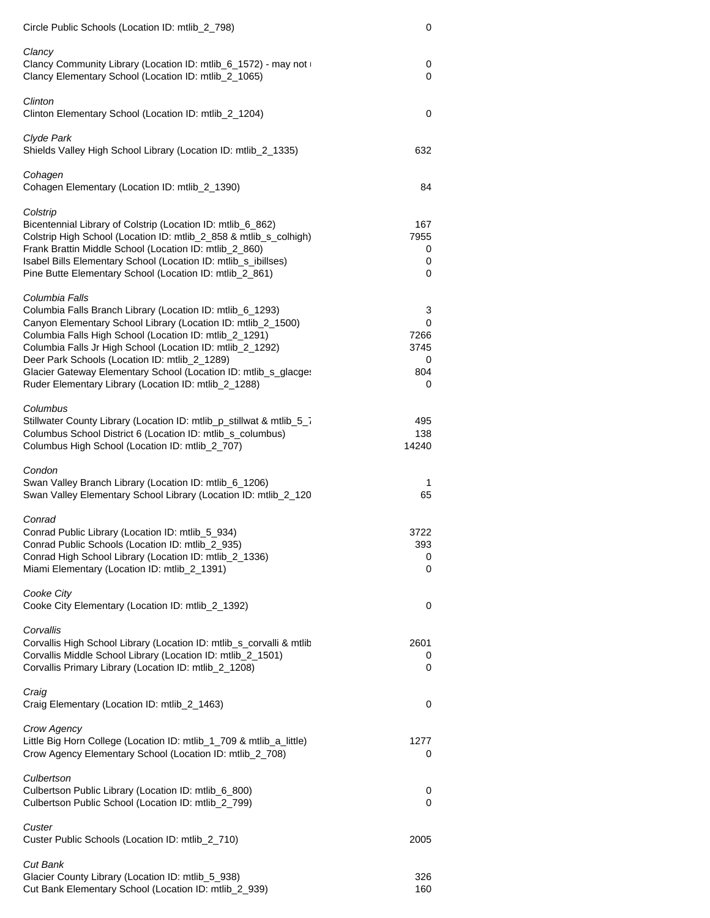| | |
|---|---|
| Circle Public Schools (Location ID: mtlib_2_798) | 0 |
| *Clancy* | |
| Clancy Community Library (Location ID: mtlib_6_1572) - may not ı | 0 |
| Clancy Elementary School (Location ID: mtlib_2_1065) | 0 |
| *Clinton* | |
| Clinton Elementary School (Location ID: mtlib_2_1204) | 0 |
| *Clyde Park* | |
| Shields Valley High School Library (Location ID: mtlib_2_1335) | 632 |
| *Cohagen* | |
| Cohagen Elementary (Location ID: mtlib_2_1390) | 84 |
| *Colstrip* | |
| Bicentennial Library of Colstrip (Location ID: mtlib_6_862) | 167 |
| Colstrip High School (Location ID: mtlib_2_858 & mtlib_s_colhigh) | 7955 |
| Frank Brattin Middle School (Location ID: mtlib_2_860) | 0 |
| Isabel Bills Elementary School (Location ID: mtlib_s_ibillses) | 0 |
| Pine Butte Elementary School (Location ID: mtlib_2_861) | 0 |
| *Columbia Falls* | |
| Columbia Falls Branch Library (Location ID: mtlib_6_1293) | 3 |
| Canyon Elementary School Library (Location ID: mtlib_2_1500) | 0 |
| Columbia Falls High School (Location ID: mtlib_2_1291) | 7266 |
| Columbia Falls Jr High School (Location ID: mtlib_2_1292) | 3745 |
| Deer Park Schools (Location ID: mtlib_2_1289) | 0 |
| Glacier Gateway Elementary School (Location ID: mtlib_s_glacge: | 804 |
| Ruder Elementary Library (Location ID: mtlib_2_1288) | 0 |
| *Columbus* | |
| Stillwater County Library (Location ID: mtlib_p_stillwat & mtlib_5_7 | 495 |
| Columbus School District 6 (Location ID: mtlib_s_columbus) | 138 |
| Columbus High School (Location ID: mtlib_2_707) | 14240 |
| *Condon* | |
| Swan Valley Branch Library (Location ID: mtlib_6_1206) | 1 |
| Swan Valley Elementary School Library (Location ID: mtlib_2_120 | 65 |
| *Conrad* | |
| Conrad Public Library (Location ID: mtlib_5_934) | 3722 |
| Conrad Public Schools (Location ID: mtlib_2_935) | 393 |
| Conrad High School Library (Location ID: mtlib_2_1336) | 0 |
| Miami Elementary (Location ID: mtlib_2_1391) | 0 |
| *Cooke City* | |
| Cooke City Elementary (Location ID: mtlib_2_1392) | 0 |
| *Corvallis* | |
| Corvallis High School Library (Location ID: mtlib_s_corvalli & mtlib | 2601 |
| Corvallis Middle School Library (Location ID: mtlib_2_1501) | 0 |
| Corvallis Primary Library (Location ID: mtlib_2_1208) | 0 |
| *Craig* | |
| Craig Elementary (Location ID: mtlib_2_1463) | 0 |
| *Crow Agency* | |
| Little Big Horn College (Location ID: mtlib_1_709 & mtlib_a_little) | 1277 |
| Crow Agency Elementary School (Location ID: mtlib_2_708) | 0 |
| *Culbertson* | |
| Culbertson Public Library (Location ID: mtlib_6_800) | 0 |
| Culbertson Public School (Location ID: mtlib_2_799) | 0 |
| *Custer* | |
| Custer Public Schools (Location ID: mtlib_2_710) | 2005 |
| *Cut Bank* | |
| Glacier County Library (Location ID: mtlib_5_938) | 326 |
| Cut Bank Elementary School (Location ID: mtlib_2_939) | 160 |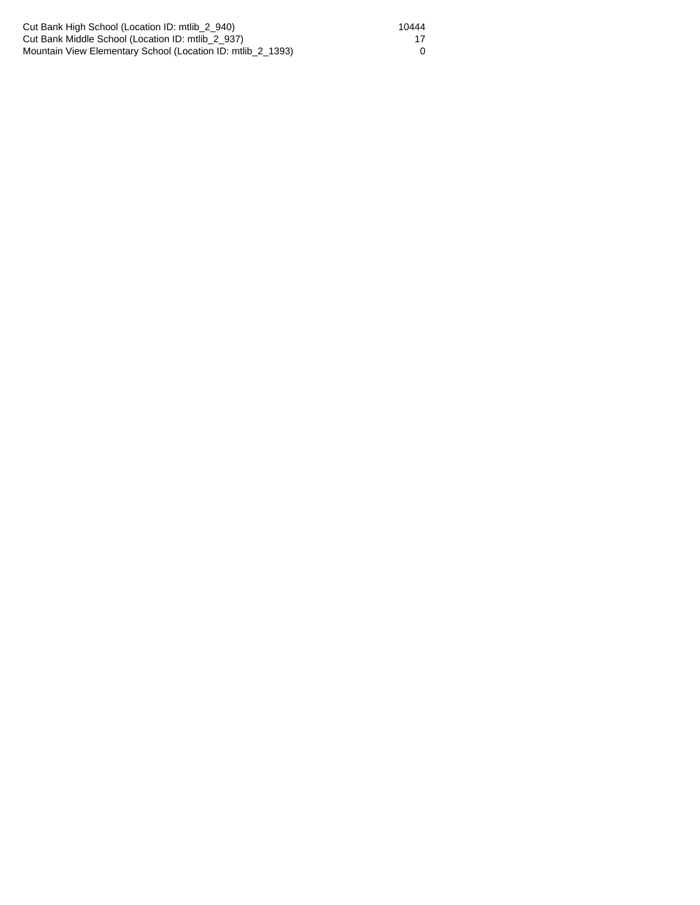| | |
|---|---|
| Cut Bank High School (Location ID: mtlib_2_940) | 10444 |
| Cut Bank Middle School (Location ID: mtlib_2_937) | 17 |
| Mountain View Elementary School (Location ID: mtlib_2_1393) | 0 |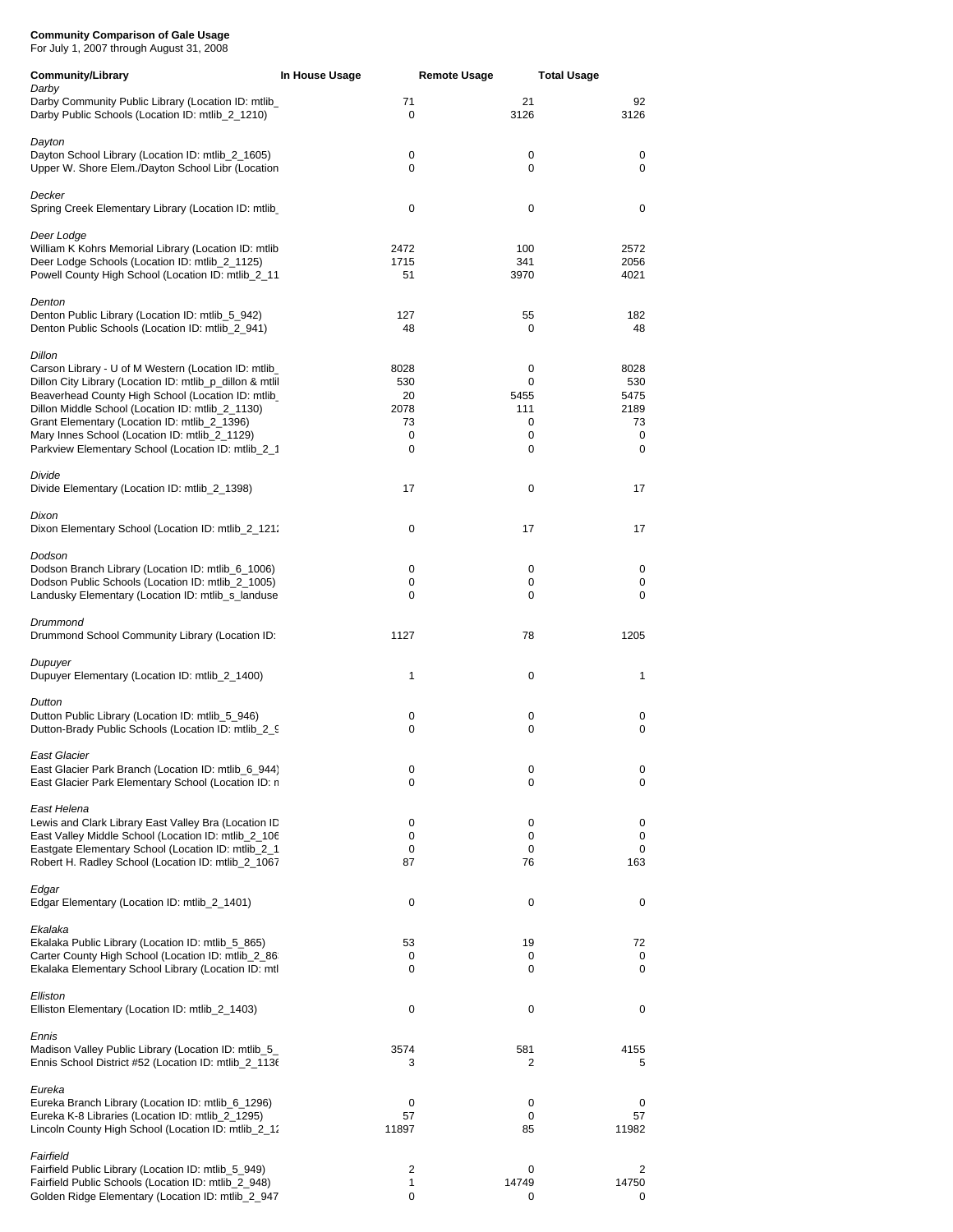**Community Comparison of Gale Usage**
For July 1, 2007 through August 31, 2008

| Community/Library | In House Usage | Remote Usage | Total Usage |
|---|---|---|---|
| *Darby* | | | |
| Darby Community Public Library (Location ID: mtlib_ | 71 | 21 | 92 |
| Darby Public Schools (Location ID: mtlib_2_1210) | 0 | 3126 | 3126 |
| *Dayton* | | | |
| Dayton School Library (Location ID: mtlib_2_1605) | 0 | 0 | 0 |
| Upper W. Shore Elem./Dayton School Libr (Location | 0 | 0 | 0 |
| *Decker* | | | |
| Spring Creek Elementary Library (Location ID: mtlib_ | 0 | 0 | 0 |
| *Deer Lodge* | | | |
| William K Kohrs Memorial Library (Location ID: mtlib | 2472 | 100 | 2572 |
| Deer Lodge Schools (Location ID: mtlib_2_1125) | 1715 | 341 | 2056 |
| Powell County High School (Location ID: mtlib_2_11 | 51 | 3970 | 4021 |
| *Denton* | | | |
| Denton Public Library (Location ID: mtlib_5_942) | 127 | 55 | 182 |
| Denton Public Schools (Location ID: mtlib_2_941) | 48 | 0 | 48 |
| *Dillon* | | | |
| Carson Library - U of M Western (Location ID: mtlib_ | 8028 | 0 | 8028 |
| Dillon City Library (Location ID: mtlib_p_dillon & mtlil | 530 | 0 | 530 |
| Beaverhead County High School (Location ID: mtlib_ | 20 | 5455 | 5475 |
| Dillon Middle School (Location ID: mtlib_2_1130) | 2078 | 111 | 2189 |
| Grant Elementary (Location ID: mtlib_2_1396) | 73 | 0 | 73 |
| Mary Innes School (Location ID: mtlib_2_1129) | 0 | 0 | 0 |
| Parkview Elementary School (Location ID: mtlib_2_1 | 0 | 0 | 0 |
| *Divide* | | | |
| Divide Elementary (Location ID: mtlib_2_1398) | 17 | 0 | 17 |
| *Dixon* | | | |
| Dixon Elementary School (Location ID: mtlib_2_121; | 0 | 17 | 17 |
| *Dodson* | | | |
| Dodson Branch Library (Location ID: mtlib_6_1006) | 0 | 0 | 0 |
| Dodson Public Schools (Location ID: mtlib_2_1005) | 0 | 0 | 0 |
| Landusky Elementary (Location ID: mtlib_s_landuse | 0 | 0 | 0 |
| *Drummond* | | | |
| Drummond School Community Library (Location ID: | 1127 | 78 | 1205 |
| *Dupuyer* | | | |
| Dupuyer Elementary (Location ID: mtlib_2_1400) | 1 | 0 | 1 |
| *Dutton* | | | |
| Dutton Public Library (Location ID: mtlib_5_946) | 0 | 0 | 0 |
| Dutton-Brady Public Schools (Location ID: mtlib_2_9 | 0 | 0 | 0 |
| *East Glacier* | | | |
| East Glacier Park Branch (Location ID: mtlib_6_944) | 0 | 0 | 0 |
| East Glacier Park Elementary School (Location ID: n | 0 | 0 | 0 |
| *East Helena* | | | |
| Lewis and Clark Library East Valley Bra (Location ID | 0 | 0 | 0 |
| East Valley Middle School (Location ID: mtlib_2_106 | 0 | 0 | 0 |
| Eastgate Elementary School (Location ID: mtlib_2_1 | 0 | 0 | 0 |
| Robert H. Radley School (Location ID: mtlib_2_1067 | 87 | 76 | 163 |
| *Edgar* | | | |
| Edgar Elementary (Location ID: mtlib_2_1401) | 0 | 0 | 0 |
| *Ekalaka* | | | |
| Ekalaka Public Library (Location ID: mtlib_5_865) | 53 | 19 | 72 |
| Carter County High School (Location ID: mtlib_2_86 | 0 | 0 | 0 |
| Ekalaka Elementary School Library (Location ID: mtl | 0 | 0 | 0 |
| *Elliston* | | | |
| Elliston Elementary (Location ID: mtlib_2_1403) | 0 | 0 | 0 |
| *Ennis* | | | |
| Madison Valley Public Library (Location ID: mtlib_5_ | 3574 | 581 | 4155 |
| Ennis School District #52 (Location ID: mtlib_2_113( | 3 | 2 | 5 |
| *Eureka* | | | |
| Eureka Branch Library (Location ID: mtlib_6_1296) | 0 | 0 | 0 |
| Eureka K-8 Libraries (Location ID: mtlib_2_1295) | 57 | 0 | 57 |
| Lincoln County High School (Location ID: mtlib_2_1; | 11897 | 85 | 11982 |
| *Fairfield* | | | |
| Fairfield Public Library (Location ID: mtlib_5_949) | 2 | 0 | 2 |
| Fairfield Public Schools (Location ID: mtlib_2_948) | 1 | 14749 | 14750 |
| Golden Ridge Elementary (Location ID: mtlib_2_947 | 0 | 0 | 0 |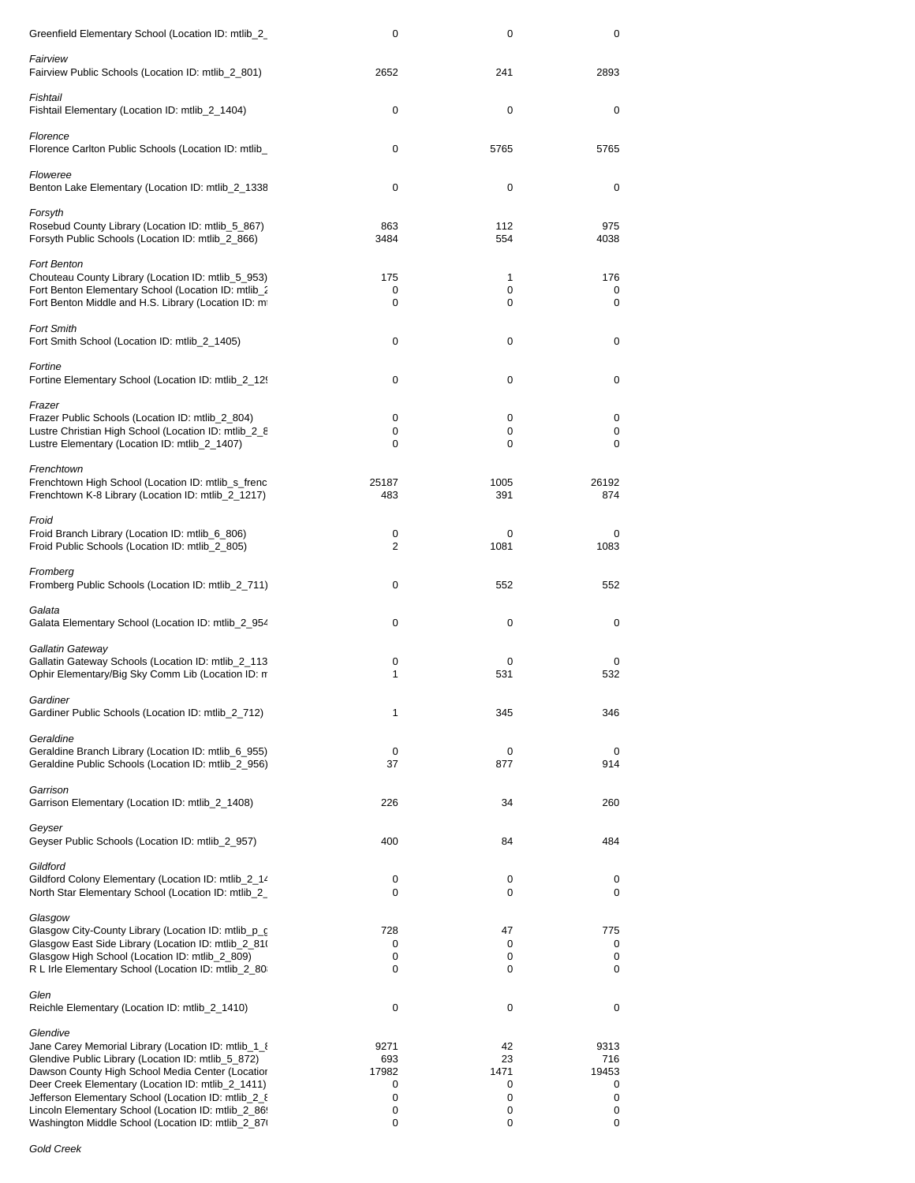| | | | |
|---|---|---|---|
| Greenfield Elementary School (Location ID: mtlib_2_ | 0 | 0 | 0 |
| *Fairview* | | | |
| Fairview Public Schools (Location ID: mtlib_2_801) | 2652 | 241 | 2893 |
| *Fishtail* | | | |
| Fishtail Elementary (Location ID: mtlib_2_1404) | 0 | 0 | 0 |
| *Florence* | | | |
| Florence Carlton Public Schools (Location ID: mtlib_ | 0 | 5765 | 5765 |
| *Floweree* | | | |
| Benton Lake Elementary (Location ID: mtlib_2_1338 | 0 | 0 | 0 |
| *Forsyth* | | | |
| Rosebud County Library (Location ID: mtlib_5_867) | 863 | 112 | 975 |
| Forsyth Public Schools (Location ID: mtlib_2_866) | 3484 | 554 | 4038 |
| *Fort Benton* | | | |
| Chouteau County Library (Location ID: mtlib_5_953) | 175 | 1 | 176 |
| Fort Benton Elementary School (Location ID: mtlib_2 | 0 | 0 | 0 |
| Fort Benton Middle and H.S. Library (Location ID: m | 0 | 0 | 0 |
| *Fort Smith* | | | |
| Fort Smith School (Location ID: mtlib_2_1405) | 0 | 0 | 0 |
| *Fortine* | | | |
| Fortine Elementary School (Location ID: mtlib_2_12 | 0 | 0 | 0 |
| *Frazer* | | | |
| Frazer Public Schools (Location ID: mtlib_2_804) | 0 | 0 | 0 |
| Lustre Christian High School (Location ID: mtlib_2_8 | 0 | 0 | 0 |
| Lustre Elementary (Location ID: mtlib_2_1407) | 0 | 0 | 0 |
| *Frenchtown* | | | |
| Frenchtown High School (Location ID: mtlib_s_frenc | 25187 | 1005 | 26192 |
| Frenchtown K-8 Library (Location ID: mtlib_2_1217) | 483 | 391 | 874 |
| *Froid* | | | |
| Froid Branch Library (Location ID: mtlib_6_806) | 0 | 0 | 0 |
| Froid Public Schools (Location ID: mtlib_2_805) | 2 | 1081 | 1083 |
| *Fromberg* | | | |
| Fromberg Public Schools (Location ID: mtlib_2_711) | 0 | 552 | 552 |
| *Galata* | | | |
| Galata Elementary School (Location ID: mtlib_2_954 | 0 | 0 | 0 |
| *Gallatin Gateway* | | | |
| Gallatin Gateway Schools (Location ID: mtlib_2_113 | 0 | 0 | 0 |
| Ophir Elementary/Big Sky Comm Lib (Location ID: m | 1 | 531 | 532 |
| *Gardiner* | | | |
| Gardiner Public Schools (Location ID: mtlib_2_712) | 1 | 345 | 346 |
| *Geraldine* | | | |
| Geraldine Branch Library (Location ID: mtlib_6_955) | 0 | 0 | 0 |
| Geraldine Public Schools (Location ID: mtlib_2_956) | 37 | 877 | 914 |
| *Garrison* | | | |
| Garrison Elementary (Location ID: mtlib_2_1408) | 226 | 34 | 260 |
| *Geyser* | | | |
| Geyser Public Schools (Location ID: mtlib_2_957) | 400 | 84 | 484 |
| *Gildford* | | | |
| Gildford Colony Elementary (Location ID: mtlib_2_14 | 0 | 0 | 0 |
| North Star Elementary School (Location ID: mtlib_2_ | 0 | 0 | 0 |
| *Glasgow* | | | |
| Glasgow City-County Library (Location ID: mtlib_p_g | 728 | 47 | 775 |
| Glasgow East Side Library (Location ID: mtlib_2_81 | 0 | 0 | 0 |
| Glasgow High School (Location ID: mtlib_2_809) | 0 | 0 | 0 |
| R L Irle Elementary School (Location ID: mtlib_2_80 | 0 | 0 | 0 |
| *Glen* | | | |
| Reichle Elementary (Location ID: mtlib_2_1410) | 0 | 0 | 0 |
| *Glendive* | | | |
| Jane Carey Memorial Library (Location ID: mtlib_1_8 | 9271 | 42 | 9313 |
| Glendive Public Library (Location ID: mtlib_5_872) | 693 | 23 | 716 |
| Dawson County High School Media Center (Locatior | 17982 | 1471 | 19453 |
| Deer Creek Elementary (Location ID: mtlib_2_1411) | 0 | 0 | 0 |
| Jefferson Elementary School (Location ID: mtlib_2_8 | 0 | 0 | 0 |
| Lincoln Elementary School (Location ID: mtlib_2_86 | 0 | 0 | 0 |
| Washington Middle School (Location ID: mtlib_2_87 | 0 | 0 | 0 |
| *Gold Creek* | | | |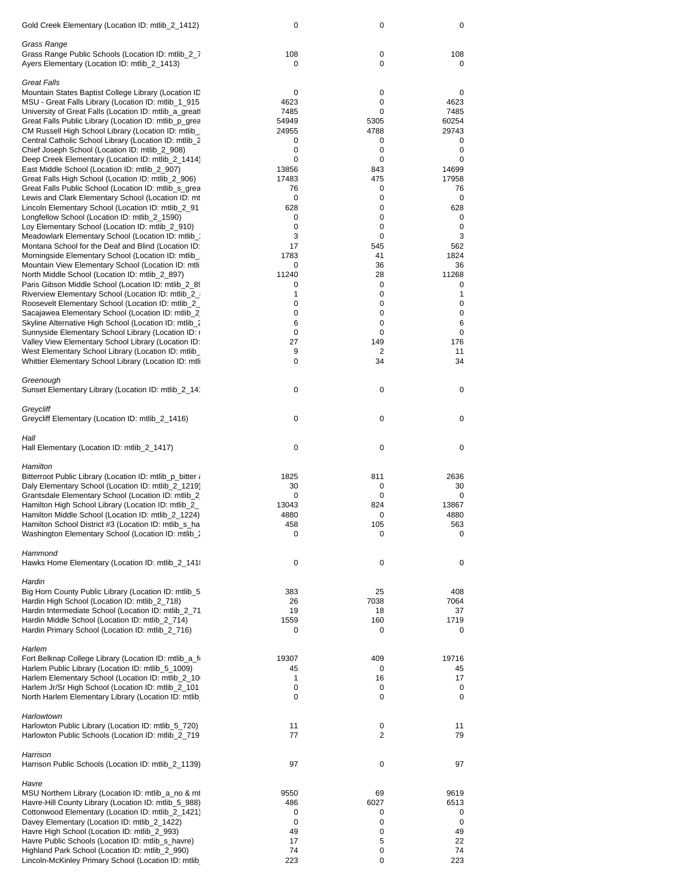| | | | |
|---|---|---|---|
| Gold Creek Elementary (Location ID: mtlib_2_1412) | 0 | 0 | 0 |
| *Grass Range* | | | |
| Grass Range Public Schools (Location ID: mtlib_2_7 | 108 | 0 | 108 |
| Ayers Elementary (Location ID: mtlib_2_1413) | 0 | 0 | 0 |
| *Great Falls* | | | |
| Mountain States Baptist College Library (Location ID | 0 | 0 | 0 |
| MSU - Great Falls Library (Location ID: mtlib_1_915 | 4623 | 0 | 4623 |
| University of Great Falls (Location ID: mtlib_a_great | 7485 | 0 | 7485 |
| Great Falls Public Library (Location ID: mtlib_p_grea | 54949 | 5305 | 60254 |
| CM Russell High School Library (Location ID: mtlib_ | 24955 | 4788 | 29743 |
| Central Catholic School Library (Location ID: mtlib_2 | 0 | 0 | 0 |
| Chief Joseph School (Location ID: mtlib_2_908) | 0 | 0 | 0 |
| Deep Creek Elementary (Location ID: mtlib_2_1414) | 0 | 0 | 0 |
| East Middle School (Location ID: mtlib_2_907) | 13856 | 843 | 14699 |
| Great Falls High School (Location ID: mtlib_2_906) | 17483 | 475 | 17958 |
| Great Falls Public School (Location ID: mtlib_s_grea | 76 | 0 | 76 |
| Lewis and Clark Elementary School (Location ID: mt | 0 | 0 | 0 |
| Lincoln Elementary School (Location ID: mtlib_2_91 | 628 | 0 | 628 |
| Longfellow School (Location ID: mtlib_2_1590) | 0 | 0 | 0 |
| Loy Elementary School (Location ID: mtlib_2_910) | 0 | 0 | 0 |
| Meadowlark Elementary School (Location ID: mtlib_ | 3 | 0 | 3 |
| Montana School for the Deaf and Blind (Location ID: | 17 | 545 | 562 |
| Morningside Elementary School (Location ID: mtlib_ | 1783 | 41 | 1824 |
| Mountain View Elementary School (Location ID: mtli | 0 | 36 | 36 |
| North Middle School (Location ID: mtlib_2_897) | 11240 | 28 | 11268 |
| Paris Gibson Middle School (Location ID: mtlib_2_8 | 0 | 0 | 0 |
| Riverview Elementary School (Location ID: mtlib_2_ | 1 | 0 | 1 |
| Roosevelt Elementary School (Location ID: mtlib_2_ | 0 | 0 | 0 |
| Sacajawea Elementary School (Location ID: mtlib_2 | 0 | 0 | 0 |
| Skyline Alternative High School (Location ID: mtlib_2 | 6 | 0 | 6 |
| Sunnyside Elementary School Library (Location ID: r | 0 | 0 | 0 |
| Valley View Elementary School Library (Location ID: | 27 | 149 | 176 |
| West Elementary School Library (Location ID: mtlib_ | 9 | 2 | 11 |
| Whittier Elementary School Library (Location ID: mtli | 0 | 34 | 34 |
| *Greenough* | | | |
| Sunset Elementary Library (Location ID: mtlib_2_14 | 0 | 0 | 0 |
| *Greycliff* | | | |
| Greycliff Elementary (Location ID: mtlib_2_1416) | 0 | 0 | 0 |
| *Hall* | | | |
| Hall Elementary (Location ID: mtlib_2_1417) | 0 | 0 | 0 |
| *Hamilton* | | | |
| Bitterroot Public Library (Location ID: mtlib_p_bitter | 1825 | 811 | 2636 |
| Daly Elementary School (Location ID: mtlib_2_1219) | 30 | 0 | 30 |
| Grantsdale Elementary School (Location ID: mtlib_2 | 0 | 0 | 0 |
| Hamilton High School Library (Location ID: mtlib_2_ | 13043 | 824 | 13867 |
| Hamilton Middle School (Location ID: mtlib_2_1224) | 4880 | 0 | 4880 |
| Hamilton School District #3 (Location ID: mtlib_s_ha | 458 | 105 | 563 |
| Washington Elementary School (Location ID: mtlib_2 | 0 | 0 | 0 |
| *Hammond* | | | |
| Hawks Home Elementary (Location ID: mtlib_2_141 | 0 | 0 | 0 |
| *Hardin* | | | |
| Big Horn County Public Library (Location ID: mtlib_5 | 383 | 25 | 408 |
| Hardin High School (Location ID: mtlib_2_718) | 26 | 7038 | 7064 |
| Hardin Intermediate School (Location ID: mtlib_2_71 | 19 | 18 | 37 |
| Hardin Middle School (Location ID: mtlib_2_714) | 1559 | 160 | 1719 |
| Hardin Primary School (Location ID: mtlib_2_716) | 0 | 0 | 0 |
| *Harlem* | | | |
| Fort Belknap College Library (Location ID: mtlib_a_f | 19307 | 409 | 19716 |
| Harlem Public Library (Location ID: mtlib_5_1009) | 45 | 0 | 45 |
| Harlem Elementary School (Location ID: mtlib_2_10 | 1 | 16 | 17 |
| Harlem Jr/Sr High School (Location ID: mtlib_2_101 | 0 | 0 | 0 |
| North Harlem Elementary Library (Location ID: mtlib | 0 | 0 | 0 |
| *Harlowtown* | | | |
| Harlowton Public Library (Location ID: mtlib_5_720) | 11 | 0 | 11 |
| Harlowton Public Schools (Location ID: mtlib_2_719 | 77 | 2 | 79 |
| *Harrison* | | | |
| Harrison Public Schools (Location ID: mtlib_2_1139) | 97 | 0 | 97 |
| *Havre* | | | |
| MSU Northern Library (Location ID: mtlib_a_no & mt | 9550 | 69 | 9619 |
| Havre-Hill County Library (Location ID: mtlib_5_988) | 486 | 6027 | 6513 |
| Cottonwood Elementary (Location ID: mtlib_2_1421) | 0 | 0 | 0 |
| Davey Elementary (Location ID: mtlib_2_1422) | 0 | 0 | 0 |
| Havre High School (Location ID: mtlib_2_993) | 49 | 0 | 49 |
| Havre Public Schools (Location ID: mtlib_s_havre) | 17 | 5 | 22 |
| Highland Park School (Location ID: mtlib_2_990) | 74 | 0 | 74 |
| Lincoln-McKinley Primary School (Location ID: mtlib | 223 | 0 | 223 |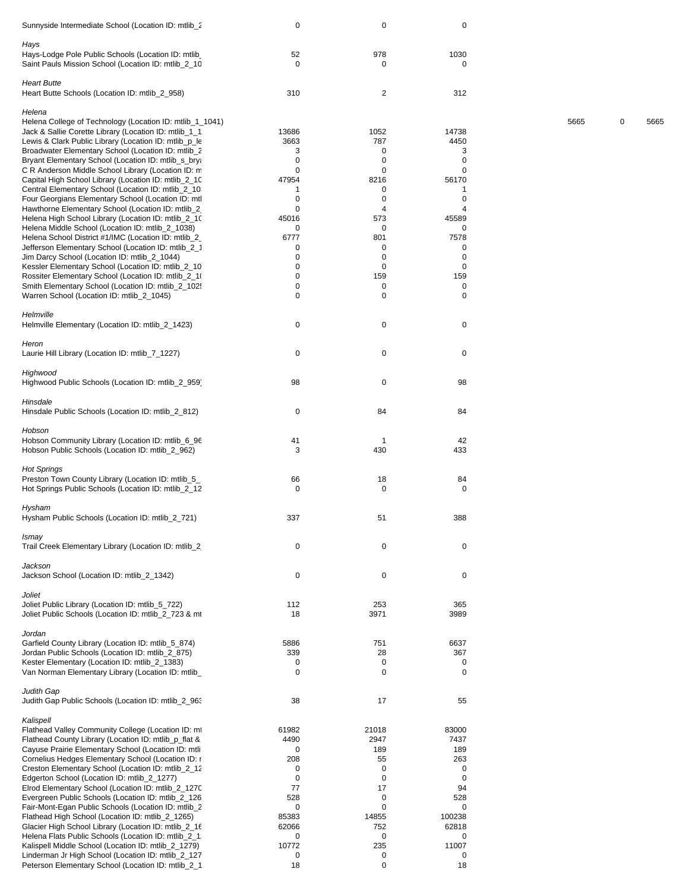| | | | | | | |
|---|---|---|---|---|---|---|
| Sunnyside Intermediate School (Location ID: mtlib_2 | 0 | 0 | 0 | | | |
| *Hays* | | | | | | |
| Hays-Lodge Pole Public Schools (Location ID: mtlib_ | 52 | 978 | 1030 | | | |
| Saint Pauls Mission School (Location ID: mtlib_2_10 | 0 | 0 | 0 | | | |
| *Heart Butte* | | | | | | |
| Heart Butte Schools (Location ID: mtlib_2_958) | 310 | 2 | 312 | | | |
| *Helena* | | | | | | |
| Helena College of Technology (Location ID: mtlib_1_1041) | | | | 5665 | 0 | 5665 |
| Jack & Sallie Corette Library (Location ID: mtlib_1_1 | 13686 | 1052 | 14738 | | | |
| Lewis & Clark Public Library (Location ID: mtlib_p_le | 3663 | 787 | 4450 | | | |
| Broadwater Elementary School (Location ID: mtlib_2 | 3 | 0 | 3 | | | |
| Bryant Elementary School (Location ID: mtlib_s_brya | 0 | 0 | 0 | | | |
| C R Anderson Middle School Library (Location ID: m | 0 | 0 | 0 | | | |
| Capital High School Library (Location ID: mtlib_2_10 | 47954 | 8216 | 56170 | | | |
| Central Elementary School (Location ID: mtlib_2_10 | 1 | 0 | 1 | | | |
| Four Georgians Elementary School (Location ID: mtl | 0 | 0 | 0 | | | |
| Hawthorne Elementary School (Location ID: mtlib_2 | 0 | 4 | 4 | | | |
| Helena High School Library (Location ID: mtlib_2_10 | 45016 | 573 | 45589 | | | |
| Helena Middle School (Location ID: mtlib_2_1038) | 0 | 0 | 0 | | | |
| Helena School District #1/IMC (Location ID: mtlib_2_ | 6777 | 801 | 7578 | | | |
| Jefferson Elementary School (Location ID: mtlib_2_1 | 0 | 0 | 0 | | | |
| Jim Darcy School (Location ID: mtlib_2_1044) | 0 | 0 | 0 | | | |
| Kessler Elementary School (Location ID: mtlib_2_10 | 0 | 0 | 0 | | | |
| Rossiter Elementary School (Location ID: mtlib_2_10 | 0 | 159 | 159 | | | |
| Smith Elementary School (Location ID: mtlib_2_102 | 0 | 0 | 0 | | | |
| Warren School (Location ID: mtlib_2_1045) | 0 | 0 | 0 | | | |
| *Helmville* | | | | | | |
| Helmville Elementary (Location ID: mtlib_2_1423) | 0 | 0 | 0 | | | |
| *Heron* | | | | | | |
| Laurie Hill Library (Location ID: mtlib_7_1227) | 0 | 0 | 0 | | | |
| *Highwood* | | | | | | |
| Highwood Public Schools (Location ID: mtlib_2_959) | 98 | 0 | 98 | | | |
| *Hinsdale* | | | | | | |
| Hinsdale Public Schools (Location ID: mtlib_2_812) | 0 | 84 | 84 | | | |
| *Hobson* | | | | | | |
| Hobson Community Library (Location ID: mtlib_6_96 | 41 | 1 | 42 | | | |
| Hobson Public Schools (Location ID: mtlib_2_962) | 3 | 430 | 433 | | | |
| *Hot Springs* | | | | | | |
| Preston Town County Library (Location ID: mtlib_5_ | 66 | 18 | 84 | | | |
| Hot Springs Public Schools (Location ID: mtlib_2_12 | 0 | 0 | 0 | | | |
| *Hysham* | | | | | | |
| Hysham Public Schools (Location ID: mtlib_2_721) | 337 | 51 | 388 | | | |
| *Ismay* | | | | | | |
| Trail Creek Elementary Library (Location ID: mtlib_2 | 0 | 0 | 0 | | | |
| *Jackson* | | | | | | |
| Jackson School (Location ID: mtlib_2_1342) | 0 | 0 | 0 | | | |
| *Joliet* | | | | | | |
| Joliet Public Library (Location ID: mtlib_5_722) | 112 | 253 | 365 | | | |
| Joliet Public Schools (Location ID: mtlib_2_723 & mt | 18 | 3971 | 3989 | | | |
| *Jordan* | | | | | | |
| Garfield County Library (Location ID: mtlib_5_874) | 5886 | 751 | 6637 | | | |
| Jordan Public Schools (Location ID: mtlib_2_875) | 339 | 28 | 367 | | | |
| Kester Elementary (Location ID: mtlib_2_1383) | 0 | 0 | 0 | | | |
| Van Norman Elementary Library (Location ID: mtlib_ | 0 | 0 | 0 | | | |
| *Judith Gap* | | | | | | |
| Judith Gap Public Schools (Location ID: mtlib_2_963 | 38 | 17 | 55 | | | |
| *Kalispell* | | | | | | |
| Flathead Valley Community College (Location ID: mt | 61982 | 21018 | 83000 | | | |
| Flathead County Library (Location ID: mtlib_p_flat & | 4490 | 2947 | 7437 | | | |
| Cayuse Prairie Elementary School (Location ID: mtli | 0 | 189 | 189 | | | |
| Cornelius Hedges Elementary School (Location ID: r | 208 | 55 | 263 | | | |
| Creston Elementary School (Location ID: mtlib_2_12 | 0 | 0 | 0 | | | |
| Edgerton School (Location ID: mtlib_2_1277) | 0 | 0 | 0 | | | |
| Elrod Elementary School (Location ID: mtlib_2_1270 | 77 | 17 | 94 | | | |
| Evergreen Public Schools (Location ID: mtlib_2_126 | 528 | 0 | 528 | | | |
| Fair-Mont-Egan Public Schools (Location ID: mtlib_2 | 0 | 0 | 0 | | | |
| Flathead High School (Location ID: mtlib_2_1265) | 85383 | 14855 | 100238 | | | |
| Glacier High School (Location ID: mtlib_2_16 | 62066 | 752 | 62818 | | | |
| Helena Flats Public Schools (Location ID: mtlib_2_1 | 0 | 0 | 0 | | | |
| Kalispell Middle School (Location ID: mtlib_2_1279) | 10772 | 235 | 11007 | | | |
| Linderman Jr High School (Location ID: mtlib_2_127 | 0 | 0 | 0 | | | |
| Peterson Elementary School (Location ID: mtlib_2_1 | 18 | 0 | 18 | | | |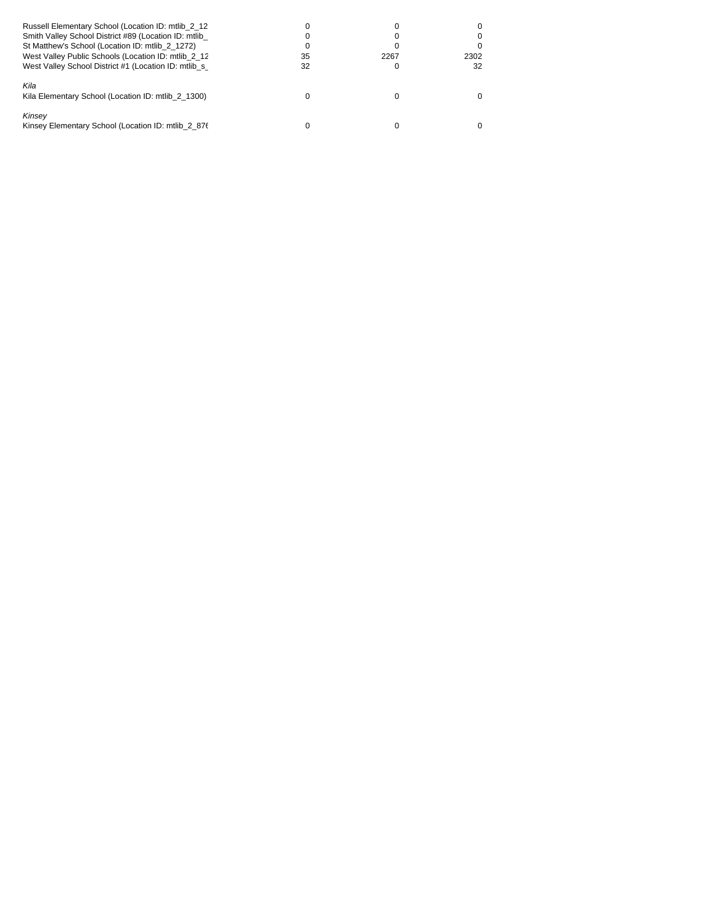| | | | |
|---|---|---|---|
| Russell Elementary School (Location ID: mtlib_2_12 | 0 | 0 | 0 |
| Smith Valley School District #89 (Location ID: mtlib_ | 0 | 0 | 0 |
| St Matthew's School (Location ID: mtlib_2_1272) | 0 | 0 | 0 |
| West Valley Public Schools (Location ID: mtlib_2_12 | 35 | 2267 | 2302 |
| West Valley School District #1 (Location ID: mtlib_s_ | 32 | 0 | 32 |
| *Kila* | | | |
| Kila Elementary School (Location ID: mtlib_2_1300) | 0 | 0 | 0 |
| *Kinsey* | | | |
| Kinsey Elementary School (Location ID: mtlib_2_876 | 0 | 0 | 0 |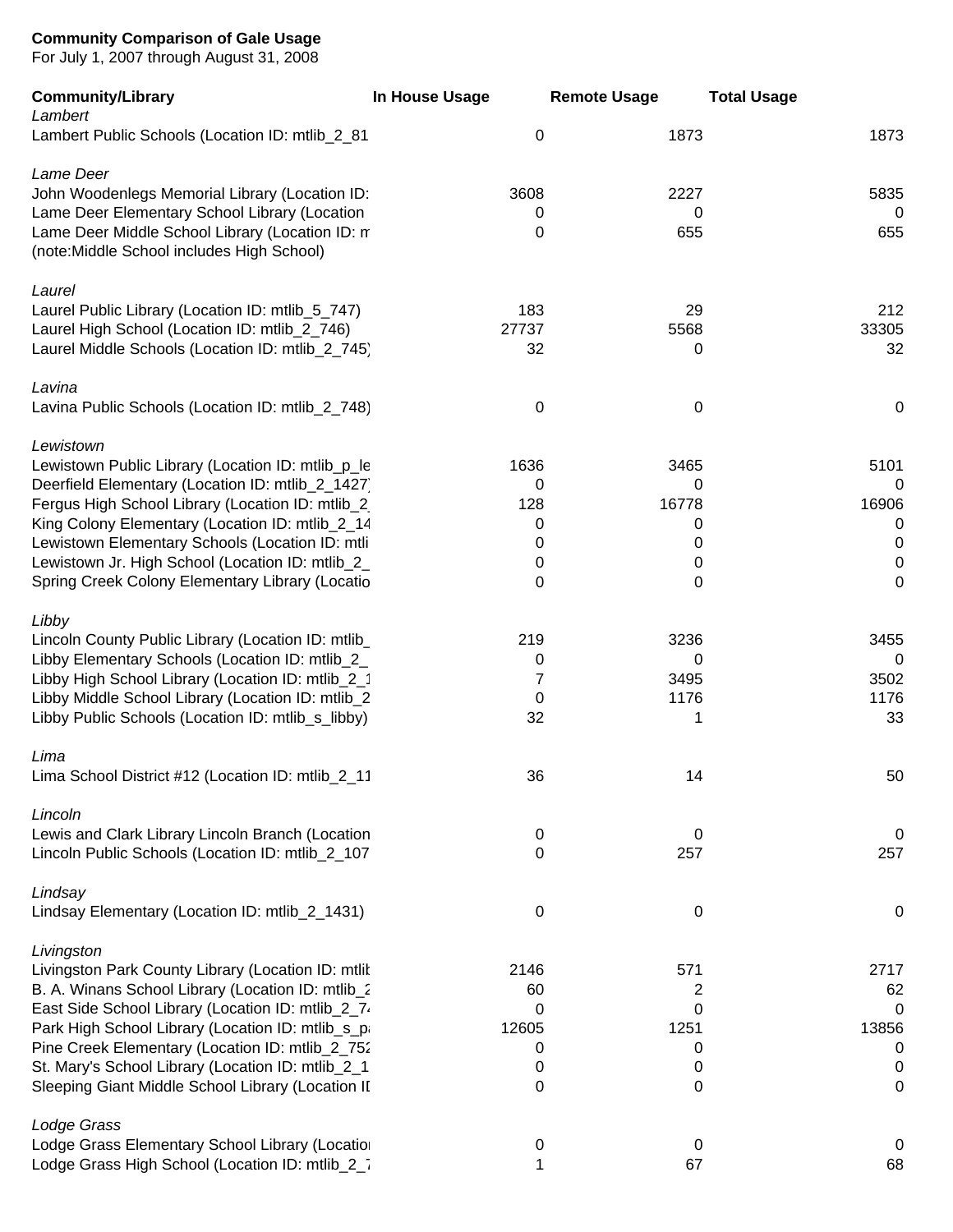**Community Comparison of Gale Usage**
For July 1, 2007 through August 31, 2008

| Community/Library | In House Usage | Remote Usage | Total Usage |
|---|---|---|---|
| *Lambert* | | | |
| Lambert Public Schools (Location ID: mtlib_2_81 | 0 | 1873 | 1873 |
| *Lame Deer* | | | |
| John Woodenlegs Memorial Library (Location ID: | 3608 | 2227 | 5835 |
| Lame Deer Elementary School Library (Location | 0 | 0 | 0 |
| Lame Deer Middle School Library (Location ID: m | 0 | 655 | 655 |
| (note:Middle School includes High School) | | | |
| *Laurel* | | | |
| Laurel Public Library (Location ID: mtlib_5_747) | 183 | 29 | 212 |
| Laurel High School (Location ID: mtlib_2_746) | 27737 | 5568 | 33305 |
| Laurel Middle Schools (Location ID: mtlib_2_745) | 32 | 0 | 32 |
| *Lavina* | | | |
| Lavina Public Schools (Location ID: mtlib_2_748) | 0 | 0 | 0 |
| *Lewistown* | | | |
| Lewistown Public Library (Location ID: mtlib_p_le | 1636 | 3465 | 5101 |
| Deerfield Elementary (Location ID: mtlib_2_1427) | 0 | 0 | 0 |
| Fergus High School Library (Location ID: mtlib_2 | 128 | 16778 | 16906 |
| King Colony Elementary (Location ID: mtlib_2_14 | 0 | 0 | 0 |
| Lewistown Elementary Schools (Location ID: mtli | 0 | 0 | 0 |
| Lewistown Jr. High School (Location ID: mtlib_2_ | 0 | 0 | 0 |
| Spring Creek Colony Elementary Library (Locatio | 0 | 0 | 0 |
| *Libby* | | | |
| Lincoln County Public Library (Location ID: mtlib_ | 219 | 3236 | 3455 |
| Libby Elementary Schools (Location ID: mtlib_2_ | 0 | 0 | 0 |
| Libby High School Library (Location ID: mtlib_2_1 | 7 | 3495 | 3502 |
| Libby Middle School Library (Location ID: mtlib_2 | 0 | 1176 | 1176 |
| Libby Public Schools (Location ID: mtlib_s_libby) | 32 | 1 | 33 |
| *Lima* | | | |
| Lima School District #12 (Location ID: mtlib_2_11 | 36 | 14 | 50 |
| *Lincoln* | | | |
| Lewis and Clark Library Lincoln Branch (Location | 0 | 0 | 0 |
| Lincoln Public Schools (Location ID: mtlib_2_107 | 0 | 257 | 257 |
| *Lindsay* | | | |
| Lindsay Elementary (Location ID: mtlib_2_1431) | 0 | 0 | 0 |
| *Livingston* | | | |
| Livingston Park County Library (Location ID: mtlib | 2146 | 571 | 2717 |
| B. A. Winans School Library (Location ID: mtlib_2 | 60 | 2 | 62 |
| East Side School Library (Location ID: mtlib_2_7 | 0 | 0 | 0 |
| Park High School Library (Location ID: mtlib_s_pa | 12605 | 1251 | 13856 |
| Pine Creek Elementary (Location ID: mtlib_2_752 | 0 | 0 | 0 |
| St. Mary's School Library (Location ID: mtlib_2_1 | 0 | 0 | 0 |
| Sleeping Giant Middle School Library (Location ID | 0 | 0 | 0 |
| *Lodge Grass* | | | |
| Lodge Grass Elementary School Library (Location | 0 | 0 | 0 |
| Lodge Grass High School (Location ID: mtlib_2_7 | 1 | 67 | 68 |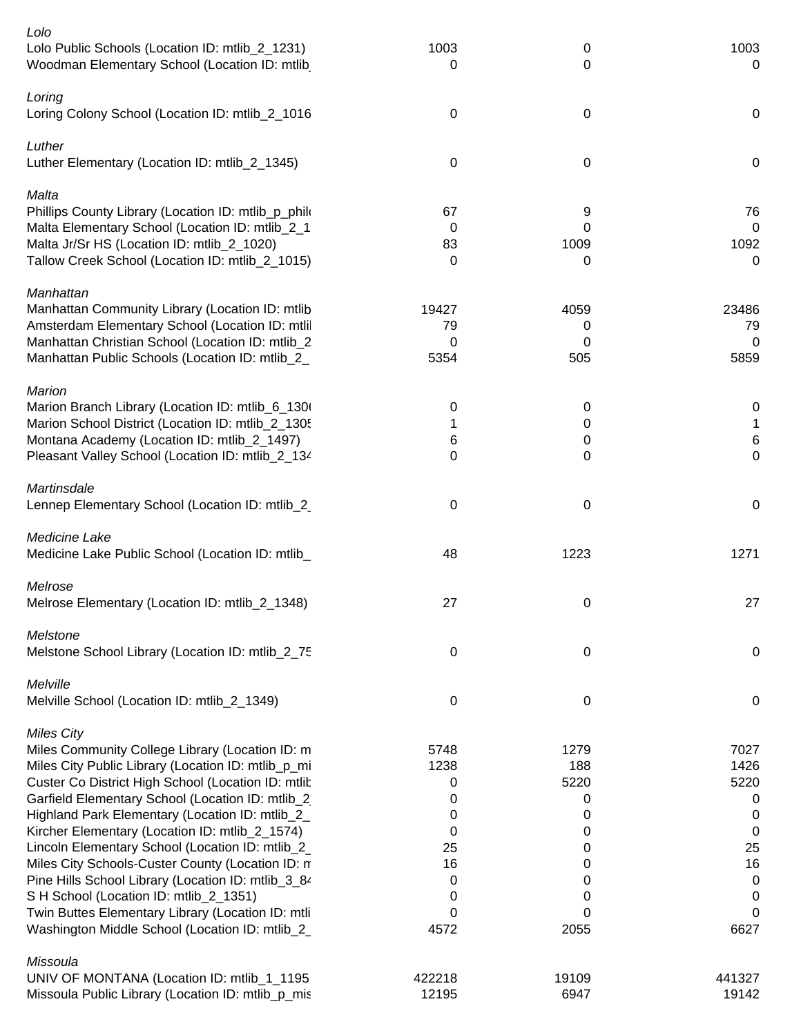| | | | |
|---|---|---|---|
| *Lolo* | | | |
| Lolo Public Schools (Location ID: mtlib_2_1231) | 1003 | 0 | 1003 |
| Woodman Elementary School (Location ID: mtlib_ | 0 | 0 | 0 |
| *Loring* | | | |
| Loring Colony School (Location ID: mtlib_2_1016 | 0 | 0 | 0 |
| *Luther* | | | |
| Luther Elementary (Location ID: mtlib_2_1345) | 0 | 0 | 0 |
| *Malta* | | | |
| Phillips County Library (Location ID: mtlib_p_phil | 67 | 9 | 76 |
| Malta Elementary School (Location ID: mtlib_2_1 | 0 | 0 | 0 |
| Malta Jr/Sr HS (Location ID: mtlib_2_1020) | 83 | 1009 | 1092 |
| Tallow Creek School (Location ID: mtlib_2_1015) | 0 | 0 | 0 |
| *Manhattan* | | | |
| Manhattan Community Library (Location ID: mtlib | 19427 | 4059 | 23486 |
| Amsterdam Elementary School (Location ID: mtlil | 79 | 0 | 79 |
| Manhattan Christian School (Location ID: mtlib_2 | 0 | 0 | 0 |
| Manhattan Public Schools (Location ID: mtlib_2_ | 5354 | 505 | 5859 |
| *Marion* | | | |
| Marion Branch Library (Location ID: mtlib_6_130 | 0 | 0 | 0 |
| Marion School District (Location ID: mtlib_2_130 | 1 | 0 | 1 |
| Montana Academy (Location ID: mtlib_2_1497) | 6 | 0 | 6 |
| Pleasant Valley School (Location ID: mtlib_2_134 | 0 | 0 | 0 |
| *Martinsdale* | | | |
| Lennep Elementary School (Location ID: mtlib_2_ | 0 | 0 | 0 |
| *Medicine Lake* | | | |
| Medicine Lake Public School (Location ID: mtlib_ | 48 | 1223 | 1271 |
| *Melrose* | | | |
| Melrose Elementary (Location ID: mtlib_2_1348) | 27 | 0 | 27 |
| *Melstone* | | | |
| Melstone School Library (Location ID: mtlib_2_75 | 0 | 0 | 0 |
| *Melville* | | | |
| Melville School (Location ID: mtlib_2_1349) | 0 | 0 | 0 |
| *Miles City* | | | |
| Miles Community College Library (Location ID: m | 5748 | 1279 | 7027 |
| Miles City Public Library (Location ID: mtlib_p_mi | 1238 | 188 | 1426 |
| Custer Co District High School (Location ID: mtlib | 0 | 5220 | 5220 |
| Garfield Elementary School (Location ID: mtlib_2 | 0 | 0 | 0 |
| Highland Park Elementary (Location ID: mtlib_2_ | 0 | 0 | 0 |
| Kircher Elementary (Location ID: mtlib_2_1574) | 0 | 0 | 0 |
| Lincoln Elementary School (Location ID: mtlib_2_ | 25 | 0 | 25 |
| Miles City Schools-Custer County (Location ID: m | 16 | 0 | 16 |
| Pine Hills School Library (Location ID: mtlib_3_84 | 0 | 0 | 0 |
| S H School (Location ID: mtlib_2_1351) | 0 | 0 | 0 |
| Twin Buttes Elementary Library (Location ID: mtli | 0 | 0 | 0 |
| Washington Middle School (Location ID: mtlib_2_ | 4572 | 2055 | 6627 |
| *Missoula* | | | |
| UNIV OF MONTANA (Location ID: mtlib_1_1195 | 422218 | 19109 | 441327 |
| Missoula Public Library (Location ID: mtlib_p_mis | 12195 | 6947 | 19142 |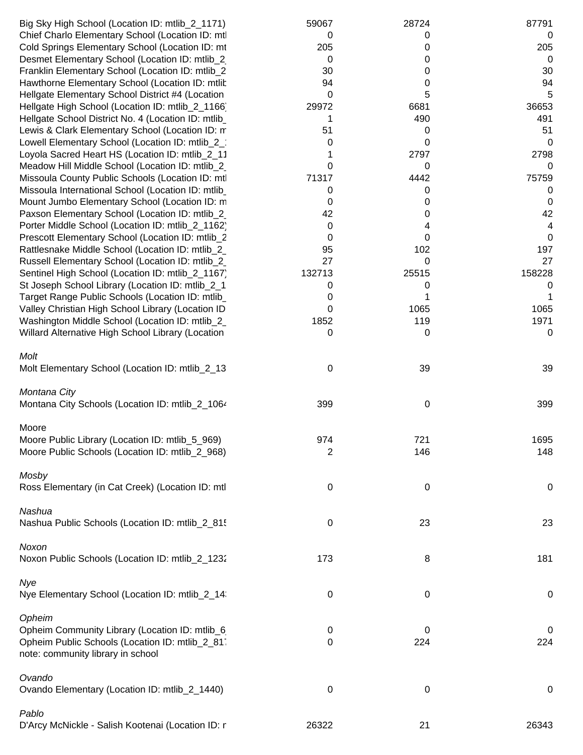| | | | |
|---|---|---|---|
| Big Sky High School (Location ID: mtlib_2_1171) | 59067 | 28724 | 87791 |
| Chief Charlo Elementary School (Location ID: mtl | 0 | 0 | 0 |
| Cold Springs Elementary School (Location ID: mt | 205 | 0 | 205 |
| Desmet Elementary School (Location ID: mtlib_2_ | 0 | 0 | 0 |
| Franklin Elementary School (Location ID: mtlib_2 | 30 | 0 | 30 |
| Hawthorne Elementary School (Location ID: mtlib | 94 | 0 | 94 |
| Hellgate Elementary School District #4 (Location | 0 | 5 | 5 |
| Hellgate High School (Location ID: mtlib_2_1166) | 29972 | 6681 | 36653 |
| Hellgate School District No. 4 (Location ID: mtlib_ | 1 | 490 | 491 |
| Lewis & Clark Elementary School (Location ID: m | 51 | 0 | 51 |
| Lowell Elementary School (Location ID: mtlib_2_1 | 0 | 0 | 0 |
| Loyola Sacred Heart HS (Location ID: mtlib_2_11 | 1 | 2797 | 2798 |
| Meadow Hill Middle School (Location ID: mtlib_2_ | 0 | 0 | 0 |
| Missoula County Public Schools (Location ID: mtl | 71317 | 4442 | 75759 |
| Missoula International School (Location ID: mtlib_ | 0 | 0 | 0 |
| Mount Jumbo Elementary School (Location ID: m | 0 | 0 | 0 |
| Paxson Elementary School (Location ID: mtlib_2_ | 42 | 0 | 42 |
| Porter Middle School (Location ID: mtlib_2_1162) | 0 | 4 | 4 |
| Prescott Elementary School (Location ID: mtlib_2 | 0 | 0 | 0 |
| Rattlesnake Middle School (Location ID: mtlib_2_ | 95 | 102 | 197 |
| Russell Elementary School (Location ID: mtlib_2_ | 27 | 0 | 27 |
| Sentinel High School (Location ID: mtlib_2_1167) | 132713 | 25515 | 158228 |
| St Joseph School Library (Location ID: mtlib_2_1 | 0 | 0 | 0 |
| Target Range Public Schools (Location ID: mtlib_ | 0 | 1 | 1 |
| Valley Christian High School Library (Location ID | 0 | 1065 | 1065 |
| Washington Middle School (Location ID: mtlib_2_ | 1852 | 119 | 1971 |
| Willard Alternative High School Library (Location | 0 | 0 | 0 |
| *Molt* | | | |
| Molt Elementary School (Location ID: mtlib_2_13 | 0 | 39 | 39 |
| *Montana City* | | | |
| Montana City Schools (Location ID: mtlib_2_1064 | 399 | 0 | 399 |
| Moore | | | |
| Moore Public Library (Location ID: mtlib_5_969) | 974 | 721 | 1695 |
| Moore Public Schools (Location ID: mtlib_2_968) | 2 | 146 | 148 |
| *Mosby* | | | |
| Ross Elementary (in Cat Creek) (Location ID: mtl | 0 | 0 | 0 |
| *Nashua* | | | |
| Nashua Public Schools (Location ID: mtlib_2_815 | 0 | 23 | 23 |
| *Noxon* | | | |
| Noxon Public Schools (Location ID: mtlib_2_1232 | 173 | 8 | 181 |
| *Nye* | | | |
| Nye Elementary School (Location ID: mtlib_2_14 | 0 | 0 | 0 |
| *Opheim* | | | |
| Opheim Community Library (Location ID: mtlib_6 | 0 | 0 | 0 |
| Opheim Public Schools (Location ID: mtlib_2_817 | 0 | 224 | 224 |
| note: community library in school | | | |
| *Ovando* | | | |
| Ovando Elementary (Location ID: mtlib_2_1440) | 0 | 0 | 0 |
| *Pablo* | | | |
| D'Arcy McNickle - Salish Kootenai (Location ID: r | 26322 | 21 | 26343 |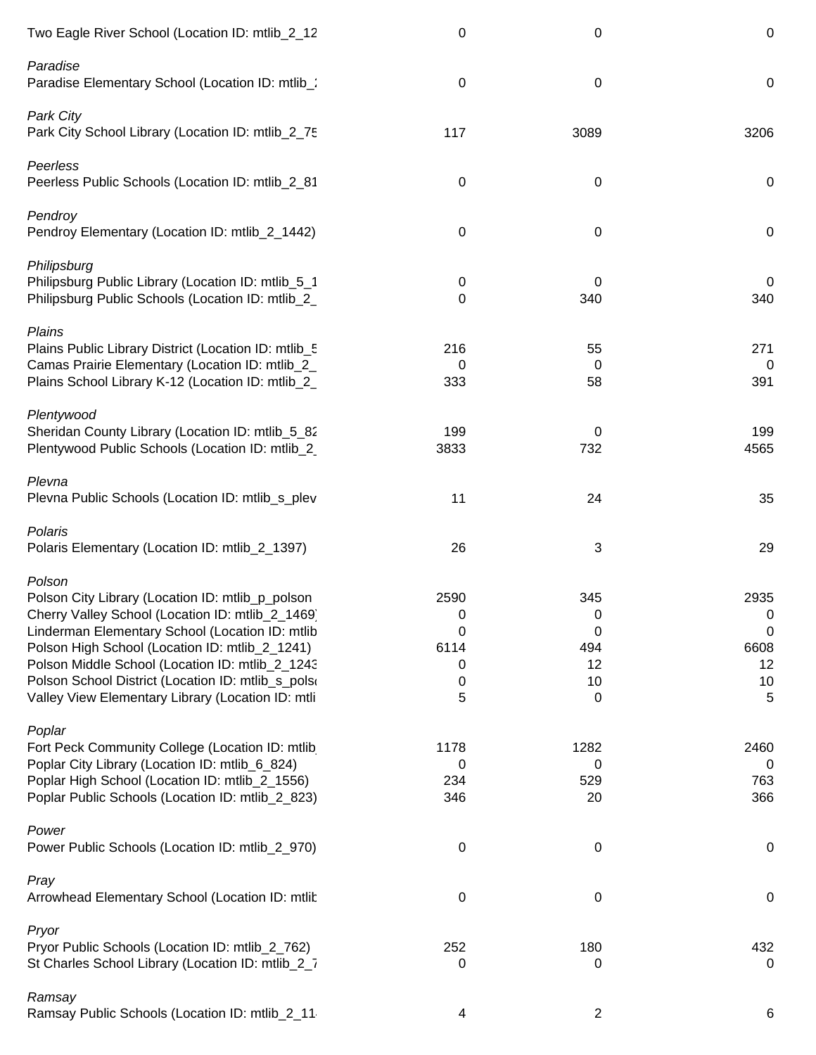| | | | |
|---|---|---|---|
| Two Eagle River School (Location ID: mtlib_2_12 | 0 | 0 | 0 |
| *Paradise* | | | |
| Paradise Elementary School (Location ID: mtlib_2 | 0 | 0 | 0 |
| *Park City* | | | |
| Park City School Library (Location ID: mtlib_2_75 | 117 | 3089 | 3206 |
| *Peerless* | | | |
| Peerless Public Schools (Location ID: mtlib_2_81 | 0 | 0 | 0 |
| *Pendroy* | | | |
| Pendroy Elementary (Location ID: mtlib_2_1442) | 0 | 0 | 0 |
| *Philipsburg* | | | |
| Philipsburg Public Library (Location ID: mtlib_5_1 | 0 | 0 | 0 |
| Philipsburg Public Schools (Location ID: mtlib_2_ | 0 | 340 | 340 |
| *Plains* | | | |
| Plains Public Library District (Location ID: mtlib_5 | 216 | 55 | 271 |
| Camas Prairie Elementary (Location ID: mtlib_2_ | 0 | 0 | 0 |
| Plains School Library K-12 (Location ID: mtlib_2_ | 333 | 58 | 391 |
| *Plentywood* | | | |
| Sheridan County Library (Location ID: mtlib_5_82 | 199 | 0 | 199 |
| Plentywood Public Schools (Location ID: mtlib_2_ | 3833 | 732 | 4565 |
| *Plevna* | | | |
| Plevna Public Schools (Location ID: mtlib_s_plev | 11 | 24 | 35 |
| *Polaris* | | | |
| Polaris Elementary (Location ID: mtlib_2_1397) | 26 | 3 | 29 |
| *Polson* | | | |
| Polson City Library (Location ID: mtlib_p_polson | 2590 | 345 | 2935 |
| Cherry Valley School (Location ID: mtlib_2_1469) | 0 | 0 | 0 |
| Linderman Elementary School (Location ID: mtlib | 0 | 0 | 0 |
| Polson High School (Location ID: mtlib_2_1241) | 6114 | 494 | 6608 |
| Polson Middle School (Location ID: mtlib_2_1243 | 0 | 12 | 12 |
| Polson School District (Location ID: mtlib_s_pols | 0 | 10 | 10 |
| Valley View Elementary Library (Location ID: mtli | 5 | 0 | 5 |
| *Poplar* | | | |
| Fort Peck Community College (Location ID: mtlib | 1178 | 1282 | 2460 |
| Poplar City Library (Location ID: mtlib_6_824) | 0 | 0 | 0 |
| Poplar High School (Location ID: mtlib_2_1556) | 234 | 529 | 763 |
| Poplar Public Schools (Location ID: mtlib_2_823) | 346 | 20 | 366 |
| *Power* | | | |
| Power Public Schools (Location ID: mtlib_2_970) | 0 | 0 | 0 |
| *Pray* | | | |
| Arrowhead Elementary School (Location ID: mtlib | 0 | 0 | 0 |
| *Pryor* | | | |
| Pryor Public Schools (Location ID: mtlib_2_762) | 252 | 180 | 432 |
| St Charles School Library (Location ID: mtlib_2_7 | 0 | 0 | 0 |
| *Ramsay* | | | |
| Ramsay Public Schools (Location ID: mtlib_2_11 | 4 | 2 | 6 |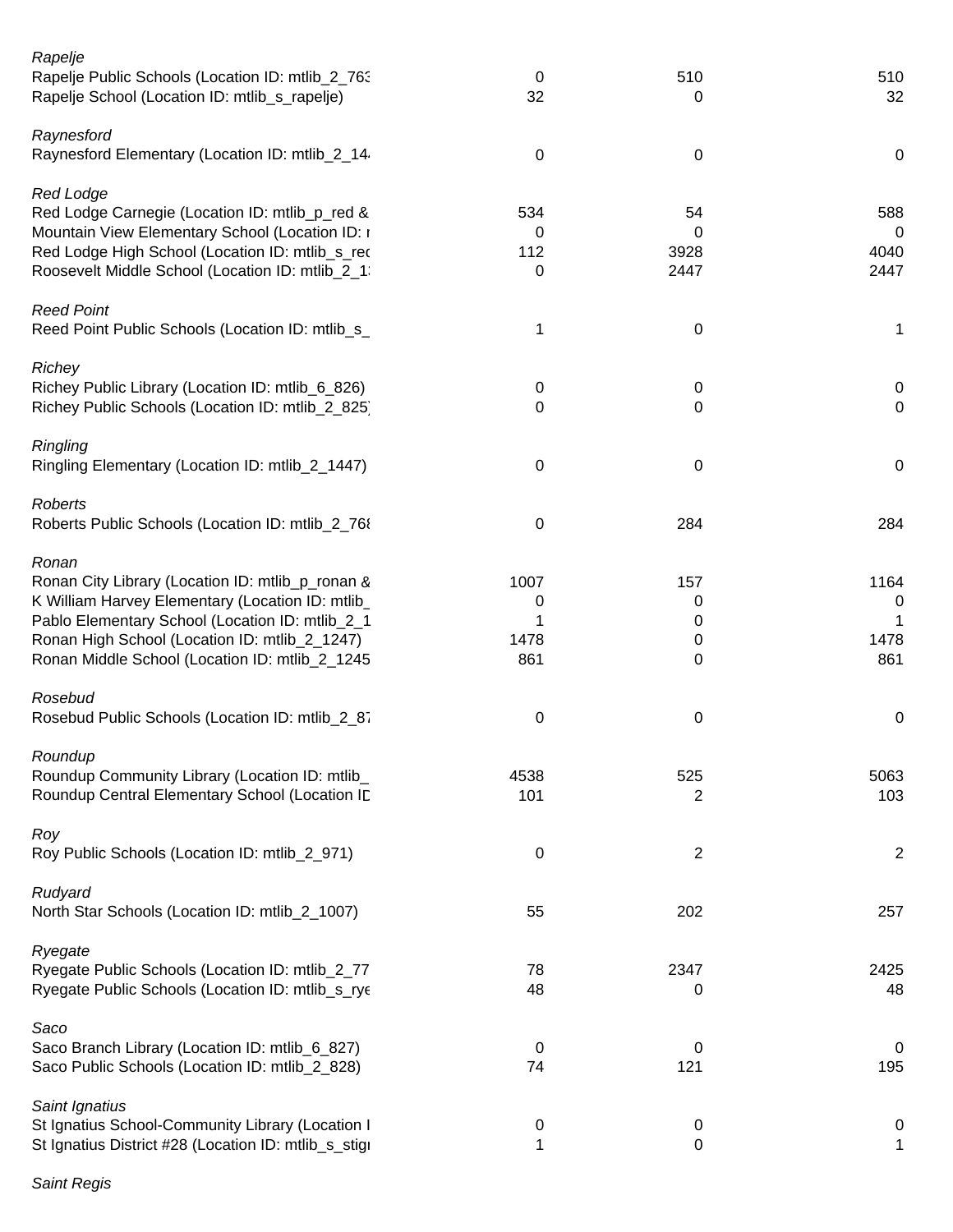| | | | |
|---|---|---|---|
| *Rapelje* | | | |
| Rapelje Public Schools (Location ID: mtlib_2_763 | 0 | 510 | 510 |
| Rapelje School (Location ID: mtlib_s_rapelje) | 32 | 0 | 32 |
| *Raynesford* | | | |
| Raynesford Elementary (Location ID: mtlib_2_144 | 0 | 0 | 0 |
| *Red Lodge* | | | |
| Red Lodge Carnegie (Location ID: mtlib_p_red & | 534 | 54 | 588 |
| Mountain View Elementary School (Location ID: r | 0 | 0 | 0 |
| Red Lodge High School (Location ID: mtlib_s_rec | 112 | 3928 | 4040 |
| Roosevelt Middle School (Location ID: mtlib_2_1: | 0 | 2447 | 2447 |
| *Reed Point* | | | |
| Reed Point Public Schools (Location ID: mtlib_s_ | 1 | 0 | 1 |
| *Richey* | | | |
| Richey Public Library (Location ID: mtlib_6_826) | 0 | 0 | 0 |
| Richey Public Schools (Location ID: mtlib_2_825) | 0 | 0 | 0 |
| *Ringling* | | | |
| Ringling Elementary (Location ID: mtlib_2_1447) | 0 | 0 | 0 |
| *Roberts* | | | |
| Roberts Public Schools (Location ID: mtlib_2_768 | 0 | 284 | 284 |
| *Ronan* | | | |
| Ronan City Library (Location ID: mtlib_p_ronan & | 1007 | 157 | 1164 |
| K William Harvey Elementary (Location ID: mtlib_ | 0 | 0 | 0 |
| Pablo Elementary School (Location ID: mtlib_2_1 | 1 | 0 | 1 |
| Ronan High School (Location ID: mtlib_2_1247) | 1478 | 0 | 1478 |
| Ronan Middle School (Location ID: mtlib_2_1245 | 861 | 0 | 861 |
| *Rosebud* | | | |
| Rosebud Public Schools (Location ID: mtlib_2_87 | 0 | 0 | 0 |
| *Roundup* | | | |
| Roundup Community Library (Location ID: mtlib_ | 4538 | 525 | 5063 |
| Roundup Central Elementary School (Location ID | 101 | 2 | 103 |
| *Roy* | | | |
| Roy Public Schools (Location ID: mtlib_2_971) | 0 | 2 | 2 |
| *Rudyard* | | | |
| North Star Schools (Location ID: mtlib_2_1007) | 55 | 202 | 257 |
| *Ryegate* | | | |
| Ryegate Public Schools (Location ID: mtlib_2_77 | 78 | 2347 | 2425 |
| Ryegate Public Schools (Location ID: mtlib_s_rye | 48 | 0 | 48 |
| *Saco* | | | |
| Saco Branch Library (Location ID: mtlib_6_827) | 0 | 0 | 0 |
| Saco Public Schools (Location ID: mtlib_2_828) | 74 | 121 | 195 |
| *Saint Ignatius* | | | |
| St Ignatius School-Community Library (Location I | 0 | 0 | 0 |
| St Ignatius District #28 (Location ID: mtlib_s_stigi | 1 | 0 | 1 |
| *Saint Regis* | | | |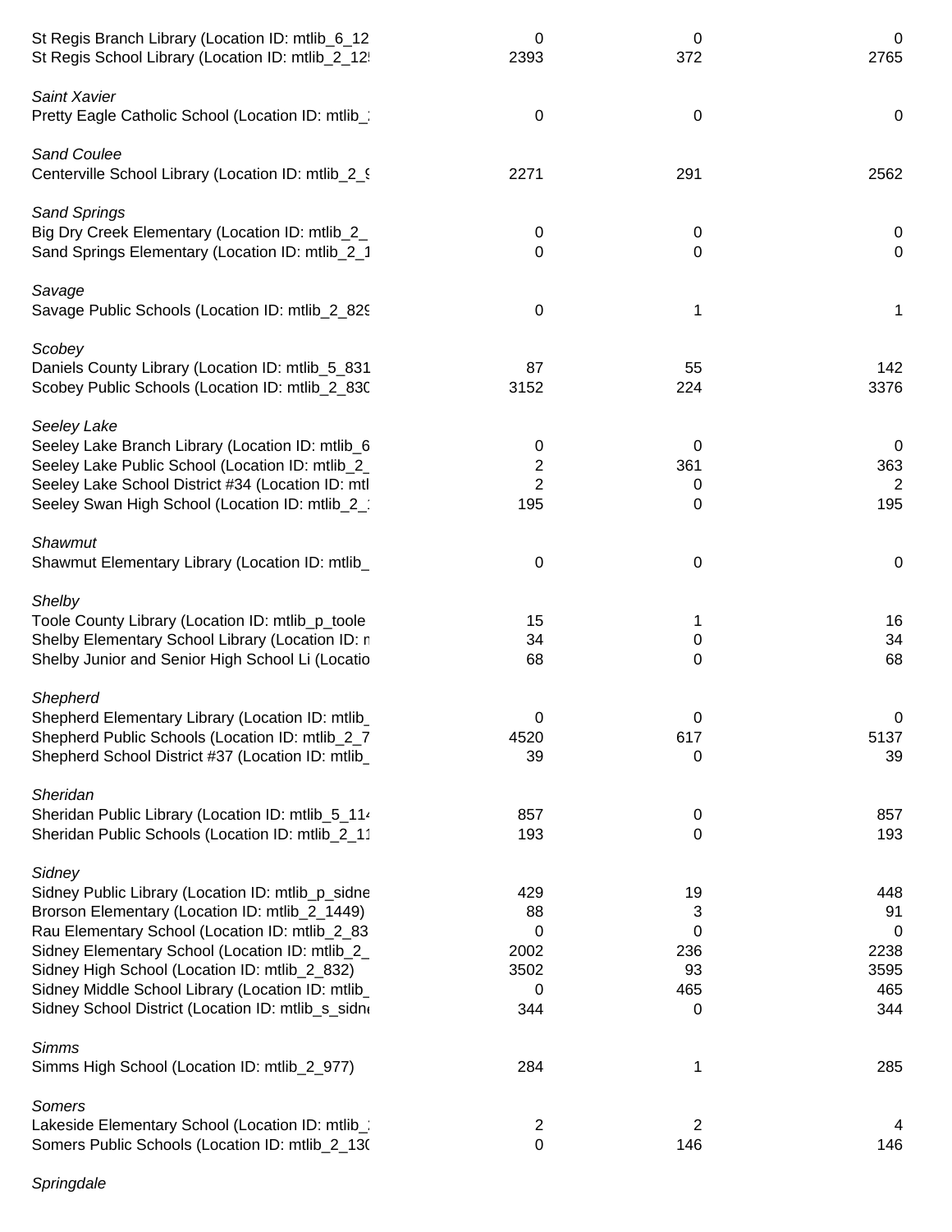| | | | |
|---|---|---|---|
| St Regis Branch Library (Location ID: mtlib_6_12 | 0 | 0 | 0 |
| St Regis School Library (Location ID: mtlib_2_12 | 2393 | 372 | 2765 |
| *Saint Xavier* | | | |
| Pretty Eagle Catholic School (Location ID: mtlib_ | 0 | 0 | 0 |
| *Sand Coulee* | | | |
| Centerville School Library (Location ID: mtlib_2_9 | 2271 | 291 | 2562 |
| *Sand Springs* | | | |
| Big Dry Creek Elementary (Location ID: mtlib_2_ | 0 | 0 | 0 |
| Sand Springs Elementary (Location ID: mtlib_2_1 | 0 | 0 | 0 |
| *Savage* | | | |
| Savage Public Schools (Location ID: mtlib_2_829 | 0 | 1 | 1 |
| *Scobey* | | | |
| Daniels County Library (Location ID: mtlib_5_831 | 87 | 55 | 142 |
| Scobey Public Schools (Location ID: mtlib_2_830 | 3152 | 224 | 3376 |
| *Seeley Lake* | | | |
| Seeley Lake Branch Library (Location ID: mtlib_6 | 0 | 0 | 0 |
| Seeley Lake Public School (Location ID: mtlib_2_ | 2 | 361 | 363 |
| Seeley Lake School District #34 (Location ID: mtl | 2 | 0 | 2 |
| Seeley Swan High School (Location ID: mtlib_2_ | 195 | 0 | 195 |
| *Shawmut* | | | |
| Shawmut Elementary Library (Location ID: mtlib_ | 0 | 0 | 0 |
| *Shelby* | | | |
| Toole County Library (Location ID: mtlib_p_toole | 15 | 1 | 16 |
| Shelby Elementary School Library (Location ID: n | 34 | 0 | 34 |
| Shelby Junior and Senior High School Li (Locatio | 68 | 0 | 68 |
| *Shepherd* | | | |
| Shepherd Elementary Library (Location ID: mtlib_ | 0 | 0 | 0 |
| Shepherd Public Schools (Location ID: mtlib_2_7 | 4520 | 617 | 5137 |
| Shepherd School District #37 (Location ID: mtlib_ | 39 | 0 | 39 |
| *Sheridan* | | | |
| Sheridan Public Library (Location ID: mtlib_5_114 | 857 | 0 | 857 |
| Sheridan Public Schools (Location ID: mtlib_2_11 | 193 | 0 | 193 |
| *Sidney* | | | |
| Sidney Public Library (Location ID: mtlib_p_sidne | 429 | 19 | 448 |
| Brorson Elementary (Location ID: mtlib_2_1449) | 88 | 3 | 91 |
| Rau Elementary School (Location ID: mtlib_2_83 | 0 | 0 | 0 |
| Sidney Elementary School (Location ID: mtlib_2_ | 2002 | 236 | 2238 |
| Sidney High School (Location ID: mtlib_2_832) | 3502 | 93 | 3595 |
| Sidney Middle School Library (Location ID: mtlib_ | 0 | 465 | 465 |
| Sidney School District (Location ID: mtlib_s_sidn | 344 | 0 | 344 |
| *Simms* | | | |
| Simms High School (Location ID: mtlib_2_977) | 284 | 1 | 285 |
| *Somers* | | | |
| Lakeside Elementary School (Location ID: mtlib_ | 2 | 2 | 4 |
| Somers Public Schools (Location ID: mtlib_2_130 | 0 | 146 | 146 |
| *Springdale* | | | |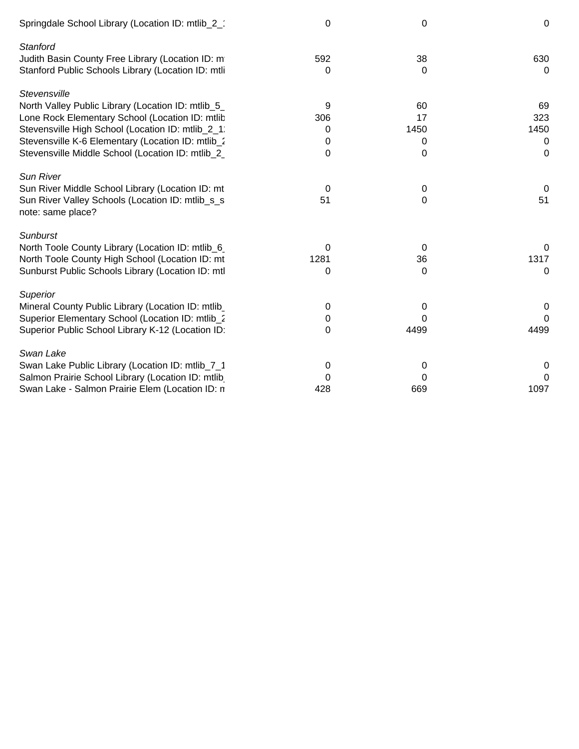| | | | |
|---|---|---|---|
| Springdale School Library (Location ID: mtlib_2_1 | 0 | 0 | 0 |
| *Stanford* | | | |
| Judith Basin County Free Library (Location ID: m | 592 | 38 | 630 |
| Stanford Public Schools Library (Location ID: mtli | 0 | 0 | 0 |
| *Stevensville* | | | |
| North Valley Public Library (Location ID: mtlib_5_ | 9 | 60 | 69 |
| Lone Rock Elementary School (Location ID: mtlib | 306 | 17 | 323 |
| Stevensville High School (Location ID: mtlib_2_1 | 0 | 1450 | 1450 |
| Stevensville K-6 Elementary (Location ID: mtlib_2 | 0 | 0 | 0 |
| Stevensville Middle School (Location ID: mtlib_2_ | 0 | 0 | 0 |
| *Sun River* | | | |
| Sun River Middle School Library (Location ID: mt | 0 | 0 | 0 |
| Sun River Valley Schools (Location ID: mtlib_s_s | 51 | 0 | 51 |
| note: same place? | | | |
| *Sunburst* | | | |
| North Toole County Library (Location ID: mtlib_6_ | 0 | 0 | 0 |
| North Toole County High School (Location ID: mt | 1281 | 36 | 1317 |
| Sunburst Public Schools Library (Location ID: mtl | 0 | 0 | 0 |
| *Superior* | | | |
| Mineral County Public Library (Location ID: mtlib_ | 0 | 0 | 0 |
| Superior Elementary School (Location ID: mtlib_2 | 0 | 0 | 0 |
| Superior Public School Library K-12 (Location ID: | 0 | 4499 | 4499 |
| *Swan Lake* | | | |
| Swan Lake Public Library (Location ID: mtlib_7_1 | 0 | 0 | 0 |
| Salmon Prairie School Library (Location ID: mtlib_ | 0 | 0 | 0 |
| Swan Lake - Salmon Prairie Elem (Location ID: m | 428 | 669 | 1097 |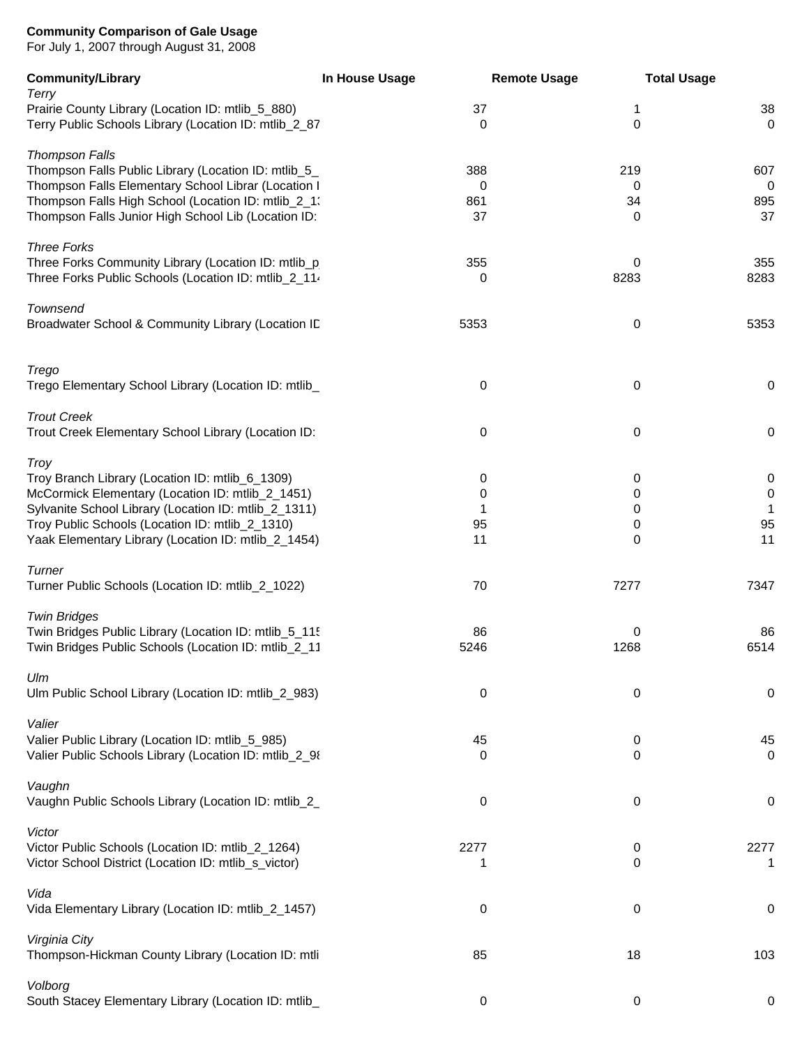**Community Comparison of Gale Usage**
For July 1, 2007 through August 31, 2008

| Community/Library | In House Usage | Remote Usage | Total Usage |
|---|---|---|---|
| *Terry* | | | |
| Prairie County Library (Location ID: mtlib_5_880) | 37 | 1 | 38 |
| Terry Public Schools Library (Location ID: mtlib_2_87 | 0 | 0 | 0 |
| *Thompson Falls* | | | |
| Thompson Falls Public Library (Location ID: mtlib_5_ | 388 | 219 | 607 |
| Thompson Falls Elementary School Librar (Location I | 0 | 0 | 0 |
| Thompson Falls High School (Location ID: mtlib_2_1: | 861 | 34 | 895 |
| Thompson Falls Junior High School Lib (Location ID: | 37 | 0 | 37 |
| *Three Forks* | | | |
| Three Forks Community Library (Location ID: mtlib_p | 355 | 0 | 355 |
| Three Forks Public Schools (Location ID: mtlib_2_114 | 0 | 8283 | 8283 |
| *Townsend* | | | |
| Broadwater School & Community Library (Location ID | 5353 | 0 | 5353 |
| *Trego* | | | |
| Trego Elementary School Library (Location ID: mtlib_ | 0 | 0 | 0 |
| *Trout Creek* | | | |
| Trout Creek Elementary School Library (Location ID: | 0 | 0 | 0 |
| *Troy* | | | |
| Troy Branch Library (Location ID: mtlib_6_1309) | 0 | 0 | 0 |
| McCormick Elementary (Location ID: mtlib_2_1451) | 0 | 0 | 0 |
| Sylvanite School Library (Location ID: mtlib_2_1311) | 1 | 0 | 1 |
| Troy Public Schools (Location ID: mtlib_2_1310) | 95 | 0 | 95 |
| Yaak Elementary Library (Location ID: mtlib_2_1454) | 11 | 0 | 11 |
| *Turner* | | | |
| Turner Public Schools (Location ID: mtlib_2_1022) | 70 | 7277 | 7347 |
| *Twin Bridges* | | | |
| Twin Bridges Public Library (Location ID: mtlib_5_115 | 86 | 0 | 86 |
| Twin Bridges Public Schools (Location ID: mtlib_2_11 | 5246 | 1268 | 6514 |
| *Ulm* | | | |
| Ulm Public School Library (Location ID: mtlib_2_983) | 0 | 0 | 0 |
| *Valier* | | | |
| Valier Public Library (Location ID: mtlib_5_985) | 45 | 0 | 45 |
| Valier Public Schools Library (Location ID: mtlib_2_98 | 0 | 0 | 0 |
| *Vaughn* | | | |
| Vaughn Public Schools Library (Location ID: mtlib_2_ | 0 | 0 | 0 |
| *Victor* | | | |
| Victor Public Schools (Location ID: mtlib_2_1264) | 2277 | 0 | 2277 |
| Victor School District (Location ID: mtlib_s_victor) | 1 | 0 | 1 |
| *Vida* | | | |
| Vida Elementary Library (Location ID: mtlib_2_1457) | 0 | 0 | 0 |
| *Virginia City* | | | |
| Thompson-Hickman County Library (Location ID: mtli | 85 | 18 | 103 |
| *Volborg* | | | |
| South Stacey Elementary Library (Location ID: mtlib_ | 0 | 0 | 0 |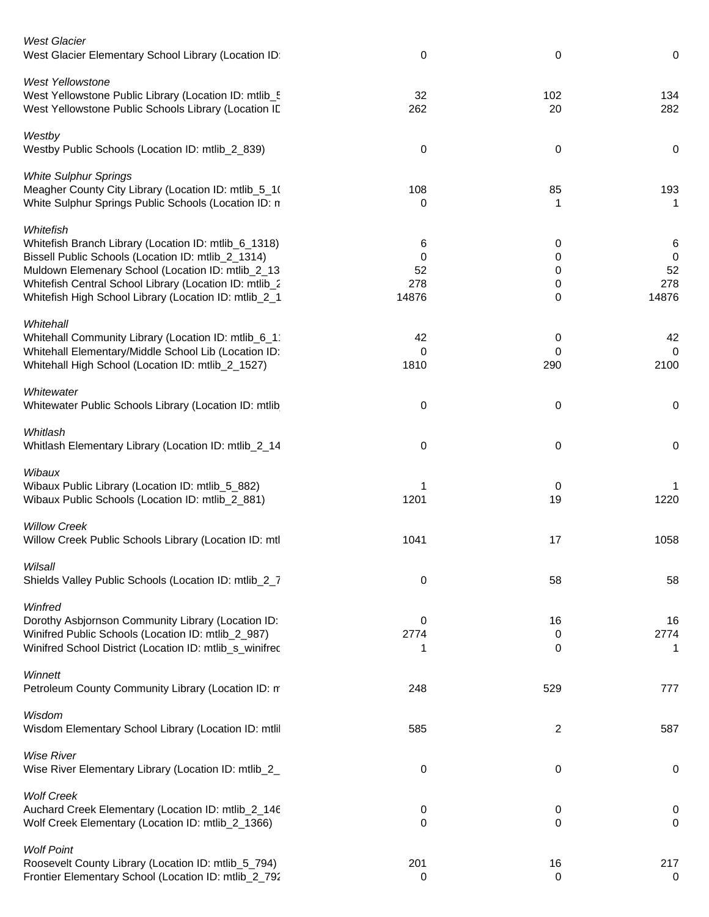| | | | |
|---|---|---|---|
| *West Glacier* | | | |
| West Glacier Elementary School Library (Location ID: | 0 | 0 | 0 |
| *West Yellowstone* | | | |
| West Yellowstone Public Library (Location ID: mtlib_5 | 32 | 102 | 134 |
| West Yellowstone Public Schools Library (Location ID | 262 | 20 | 282 |
| *Westby* | | | |
| Westby Public Schools (Location ID: mtlib_2_839) | 0 | 0 | 0 |
| *White Sulphur Springs* | | | |
| Meagher County City Library (Location ID: mtlib_5_1( | 108 | 85 | 193 |
| White Sulphur Springs Public Schools (Location ID: m | 0 | 1 | 1 |
| *Whitefish* | | | |
| Whitefish Branch Library (Location ID: mtlib_6_1318) | 6 | 0 | 6 |
| Bissell Public Schools (Location ID: mtlib_2_1314) | 0 | 0 | 0 |
| Muldown Elemenary School (Location ID: mtlib_2_13 | 52 | 0 | 52 |
| Whitefish Central School Library (Location ID: mtlib_2 | 278 | 0 | 278 |
| Whitefish High School Library (Location ID: mtlib_2_1 | 14876 | 0 | 14876 |
| *Whitehall* | | | |
| Whitehall Community Library (Location ID: mtlib_6_1 | 42 | 0 | 42 |
| Whitehall Elementary/Middle School Lib (Location ID: | 0 | 0 | 0 |
| Whitehall High School (Location ID: mtlib_2_1527) | 1810 | 290 | 2100 |
| *Whitewater* | | | |
| Whitewater Public Schools Library (Location ID: mtlib | 0 | 0 | 0 |
| *Whitlash* | | | |
| Whitlash Elementary Library (Location ID: mtlib_2_14 | 0 | 0 | 0 |
| *Wibaux* | | | |
| Wibaux Public Library (Location ID: mtlib_5_882) | 1 | 0 | 1 |
| Wibaux Public Schools (Location ID: mtlib_2_881) | 1201 | 19 | 1220 |
| *Willow Creek* | | | |
| Willow Creek Public Schools Library (Location ID: mtl | 1041 | 17 | 1058 |
| *Wilsall* | | | |
| Shields Valley Public Schools (Location ID: mtlib_2_7 | 0 | 58 | 58 |
| *Winfred* | | | |
| Dorothy Asbjornson Community Library (Location ID: | 0 | 16 | 16 |
| Winifred Public Schools (Location ID: mtlib_2_987) | 2774 | 0 | 2774 |
| Winifred School District (Location ID: mtlib_s_winifred | 1 | 0 | 1 |
| *Winnett* | | | |
| Petroleum County Community Library (Location ID: m | 248 | 529 | 777 |
| *Wisdom* | | | |
| Wisdom Elementary School Library (Location ID: mtlil | 585 | 2 | 587 |
| *Wise River* | | | |
| Wise River Elementary Library (Location ID: mtlib_2_ | 0 | 0 | 0 |
| *Wolf Creek* | | | |
| Auchard Creek Elementary (Location ID: mtlib_2_146 | 0 | 0 | 0 |
| Wolf Creek Elementary (Location ID: mtlib_2_1366) | 0 | 0 | 0 |
| *Wolf Point* | | | |
| Roosevelt County Library (Location ID: mtlib_5_794) | 201 | 16 | 217 |
| Frontier Elementary School (Location ID: mtlib_2_792 | 0 | 0 | 0 |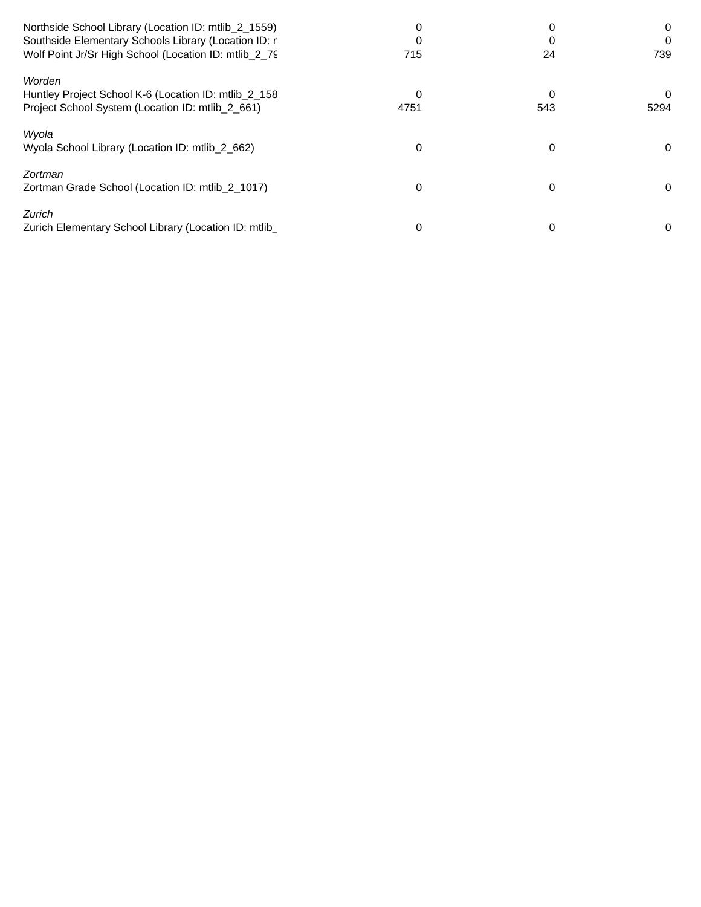| | | | |
|---|---|---|---|
| Northside School Library (Location ID: mtlib_2_1559) | 0 | 0 | 0 |
| Southside Elementary Schools Library (Location ID: r | 0 | 0 | 0 |
| Wolf Point Jr/Sr High School (Location ID: mtlib_2_79 | 715 | 24 | 739 |
| *Worden* | | | |
| Huntley Project School K-6 (Location ID: mtlib_2_158 | 0 | 0 | 0 |
| Project School System (Location ID: mtlib_2_661) | 4751 | 543 | 5294 |
| *Wyola* | | | |
| Wyola School Library (Location ID: mtlib_2_662) | 0 | 0 | 0 |
| *Zortman* | | | |
| Zortman Grade School (Location ID: mtlib_2_1017) | 0 | 0 | 0 |
| *Zurich* | | | |
| Zurich Elementary School Library (Location ID: mtlib_ | 0 | 0 | 0 |